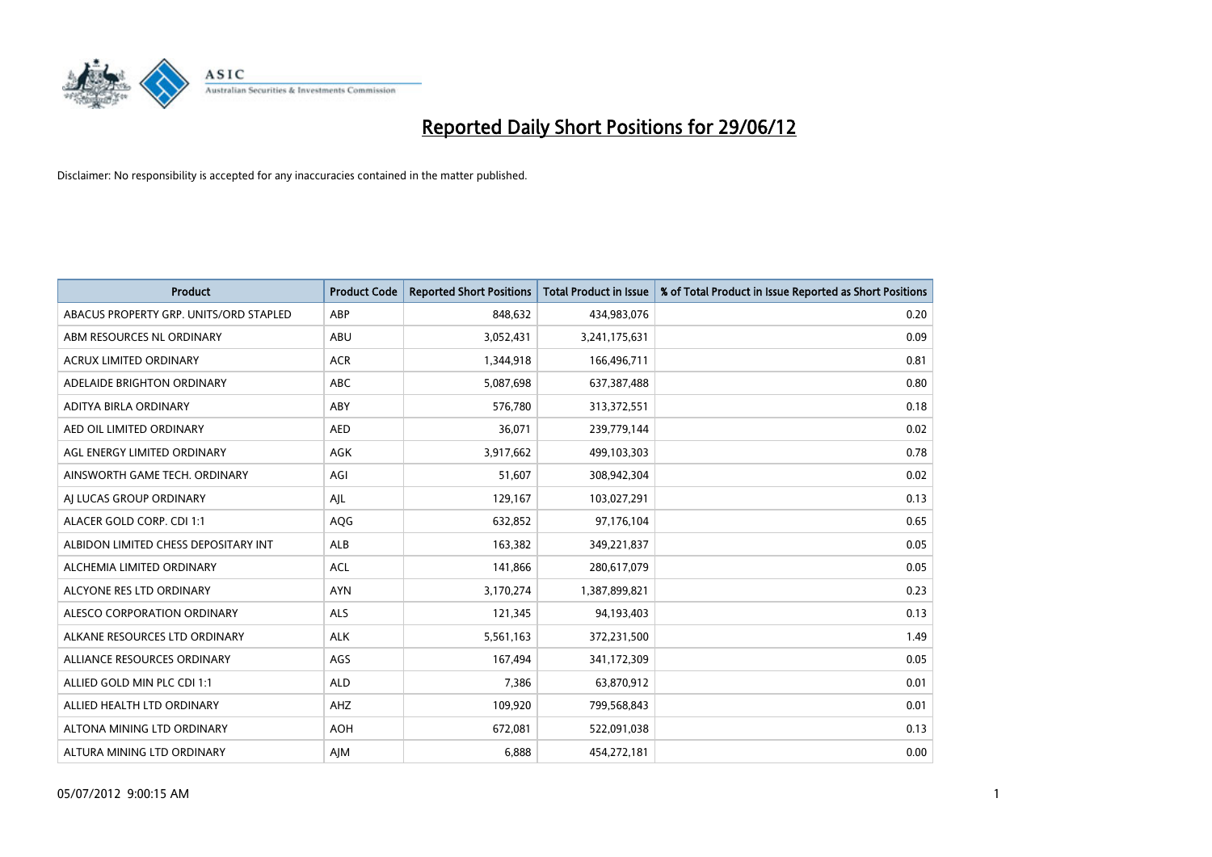# Reported Daily Short Positions for 29/06/12

Disclaimer: No responsibility is accepted for any inaccuracies contained in the matter published.

| Product | Product Code | Reported Short Positions | Total Product in Issue | % of Total Product in Issue Reported as Short Positions |
|---|---|---|---|---|
| ABACUS PROPERTY GRP. UNITS/ORD STAPLED | ABP | 848,632 | 434,983,076 | 0.20 |
| ABM RESOURCES NL ORDINARY | ABU | 3,052,431 | 3,241,175,631 | 0.09 |
| ACRUX LIMITED ORDINARY | ACR | 1,344,918 | 166,496,711 | 0.81 |
| ADELAIDE BRIGHTON ORDINARY | ABC | 5,087,698 | 637,387,488 | 0.80 |
| ADITYA BIRLA ORDINARY | ABY | 576,780 | 313,372,551 | 0.18 |
| AED OIL LIMITED ORDINARY | AED | 36,071 | 239,779,144 | 0.02 |
| AGL ENERGY LIMITED ORDINARY | AGK | 3,917,662 | 499,103,303 | 0.78 |
| AINSWORTH GAME TECH. ORDINARY | AGI | 51,607 | 308,942,304 | 0.02 |
| AJ LUCAS GROUP ORDINARY | AJL | 129,167 | 103,027,291 | 0.13 |
| ALACER GOLD CORP. CDI 1:1 | AQG | 632,852 | 97,176,104 | 0.65 |
| ALBIDON LIMITED CHESS DEPOSITARY INT | ALB | 163,382 | 349,221,837 | 0.05 |
| ALCHEMIA LIMITED ORDINARY | ACL | 141,866 | 280,617,079 | 0.05 |
| ALCYONE RES LTD ORDINARY | AYN | 3,170,274 | 1,387,899,821 | 0.23 |
| ALESCO CORPORATION ORDINARY | ALS | 121,345 | 94,193,403 | 0.13 |
| ALKANE RESOURCES LTD ORDINARY | ALK | 5,561,163 | 372,231,500 | 1.49 |
| ALLIANCE RESOURCES ORDINARY | AGS | 167,494 | 341,172,309 | 0.05 |
| ALLIED GOLD MIN PLC CDI 1:1 | ALD | 7,386 | 63,870,912 | 0.01 |
| ALLIED HEALTH LTD ORDINARY | AHZ | 109,920 | 799,568,843 | 0.01 |
| ALTONA MINING LTD ORDINARY | AOH | 672,081 | 522,091,038 | 0.13 |
| ALTURA MINING LTD ORDINARY | AJM | 6,888 | 454,272,181 | 0.00 |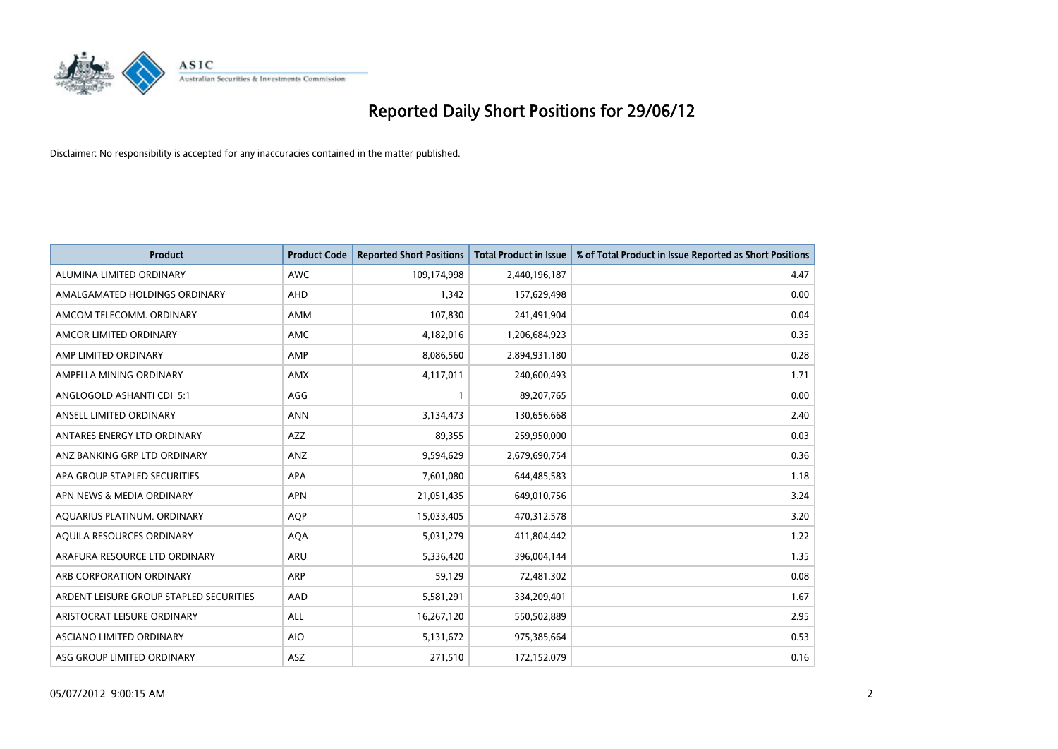# Reported Daily Short Positions for 29/06/12

Disclaimer: No responsibility is accepted for any inaccuracies contained in the matter published.

| Product | Product Code | Reported Short Positions | Total Product in Issue | % of Total Product in Issue Reported as Short Positions |
|---|---|---|---|---|
| ALUMINA LIMITED ORDINARY | AWC | 109,174,998 | 2,440,196,187 | 4.47 |
| AMALGAMATED HOLDINGS ORDINARY | AHD | 1,342 | 157,629,498 | 0.00 |
| AMCOM TELECOMM. ORDINARY | AMM | 107,830 | 241,491,904 | 0.04 |
| AMCOR LIMITED ORDINARY | AMC | 4,182,016 | 1,206,684,923 | 0.35 |
| AMP LIMITED ORDINARY | AMP | 8,086,560 | 2,894,931,180 | 0.28 |
| AMPELLA MINING ORDINARY | AMX | 4,117,011 | 240,600,493 | 1.71 |
| ANGLOGOLD ASHANTI CDI 5:1 | AGG | 1 | 89,207,765 | 0.00 |
| ANSELL LIMITED ORDINARY | ANN | 3,134,473 | 130,656,668 | 2.40 |
| ANTARES ENERGY LTD ORDINARY | AZZ | 89,355 | 259,950,000 | 0.03 |
| ANZ BANKING GRP LTD ORDINARY | ANZ | 9,594,629 | 2,679,690,754 | 0.36 |
| APA GROUP STAPLED SECURITIES | APA | 7,601,080 | 644,485,583 | 1.18 |
| APN NEWS & MEDIA ORDINARY | APN | 21,051,435 | 649,010,756 | 3.24 |
| AQUARIUS PLATINUM. ORDINARY | AQP | 15,033,405 | 470,312,578 | 3.20 |
| AQUILA RESOURCES ORDINARY | AQA | 5,031,279 | 411,804,442 | 1.22 |
| ARAFURA RESOURCE LTD ORDINARY | ARU | 5,336,420 | 396,004,144 | 1.35 |
| ARB CORPORATION ORDINARY | ARP | 59,129 | 72,481,302 | 0.08 |
| ARDENT LEISURE GROUP STAPLED SECURITIES | AAD | 5,581,291 | 334,209,401 | 1.67 |
| ARISTOCRAT LEISURE ORDINARY | ALL | 16,267,120 | 550,502,889 | 2.95 |
| ASCIANO LIMITED ORDINARY | AIO | 5,131,672 | 975,385,664 | 0.53 |
| ASG GROUP LIMITED ORDINARY | ASZ | 271,510 | 172,152,079 | 0.16 |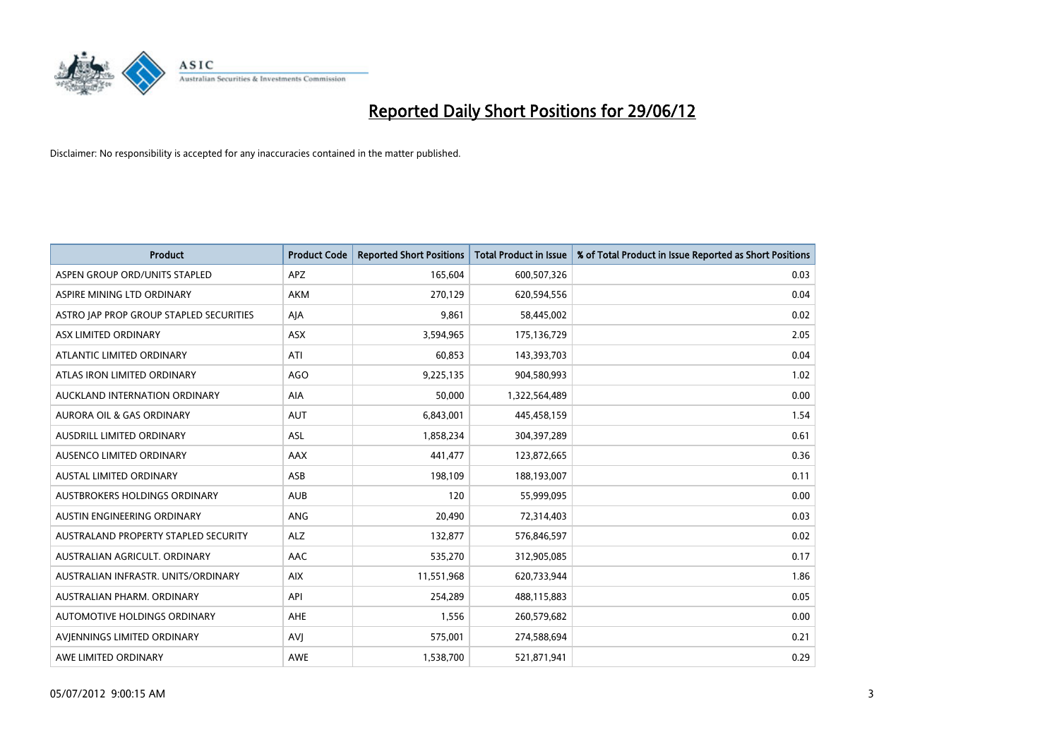# Reported Daily Short Positions for 29/06/12

Disclaimer: No responsibility is accepted for any inaccuracies contained in the matter published.

| Product | Product Code | Reported Short Positions | Total Product in Issue | % of Total Product in Issue Reported as Short Positions |
|---|---|---|---|---|
| ASPEN GROUP ORD/UNITS STAPLED | APZ | 165,604 | 600,507,326 | 0.03 |
| ASPIRE MINING LTD ORDINARY | AKM | 270,129 | 620,594,556 | 0.04 |
| ASTRO JAP PROP GROUP STAPLED SECURITIES | AJA | 9,861 | 58,445,002 | 0.02 |
| ASX LIMITED ORDINARY | ASX | 3,594,965 | 175,136,729 | 2.05 |
| ATLANTIC LIMITED ORDINARY | ATI | 60,853 | 143,393,703 | 0.04 |
| ATLAS IRON LIMITED ORDINARY | AGO | 9,225,135 | 904,580,993 | 1.02 |
| AUCKLAND INTERNATION ORDINARY | AIA | 50,000 | 1,322,564,489 | 0.00 |
| AURORA OIL & GAS ORDINARY | AUT | 6,843,001 | 445,458,159 | 1.54 |
| AUSDRILL LIMITED ORDINARY | ASL | 1,858,234 | 304,397,289 | 0.61 |
| AUSENCO LIMITED ORDINARY | AAX | 441,477 | 123,872,665 | 0.36 |
| AUSTAL LIMITED ORDINARY | ASB | 198,109 | 188,193,007 | 0.11 |
| AUSTBROKERS HOLDINGS ORDINARY | AUB | 120 | 55,999,095 | 0.00 |
| AUSTIN ENGINEERING ORDINARY | ANG | 20,490 | 72,314,403 | 0.03 |
| AUSTRALAND PROPERTY STAPLED SECURITY | ALZ | 132,877 | 576,846,597 | 0.02 |
| AUSTRALIAN AGRICULT. ORDINARY | AAC | 535,270 | 312,905,085 | 0.17 |
| AUSTRALIAN INFRASTR. UNITS/ORDINARY | AIX | 11,551,968 | 620,733,944 | 1.86 |
| AUSTRALIAN PHARM. ORDINARY | API | 254,289 | 488,115,883 | 0.05 |
| AUTOMOTIVE HOLDINGS ORDINARY | AHE | 1,556 | 260,579,682 | 0.00 |
| AVJENNINGS LIMITED ORDINARY | AVJ | 575,001 | 274,588,694 | 0.21 |
| AWE LIMITED ORDINARY | AWE | 1,538,700 | 521,871,941 | 0.29 |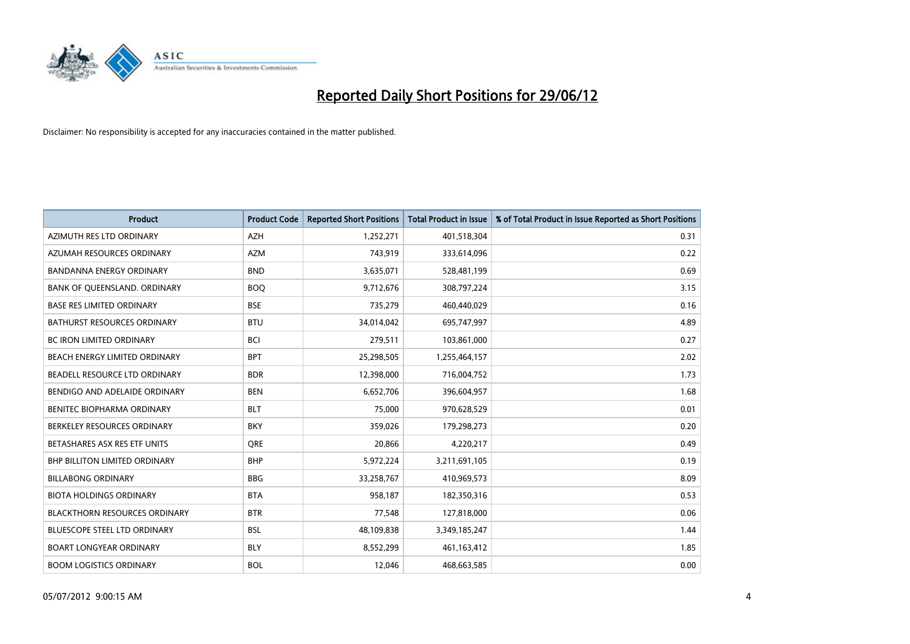# Reported Daily Short Positions for 29/06/12

Disclaimer: No responsibility is accepted for any inaccuracies contained in the matter published.

| Product | Product Code | Reported Short Positions | Total Product in Issue | % of Total Product in Issue Reported as Short Positions |
|---|---|---|---|---|
| AZIMUTH RES LTD ORDINARY | AZH | 1,252,271 | 401,518,304 | 0.31 |
| AZUMAH RESOURCES ORDINARY | AZM | 743,919 | 333,614,096 | 0.22 |
| BANDANNA ENERGY ORDINARY | BND | 3,635,071 | 528,481,199 | 0.69 |
| BANK OF QUEENSLAND. ORDINARY | BOQ | 9,712,676 | 308,797,224 | 3.15 |
| BASE RES LIMITED ORDINARY | BSE | 735,279 | 460,440,029 | 0.16 |
| BATHURST RESOURCES ORDINARY | BTU | 34,014,042 | 695,747,997 | 4.89 |
| BC IRON LIMITED ORDINARY | BCI | 279,511 | 103,861,000 | 0.27 |
| BEACH ENERGY LIMITED ORDINARY | BPT | 25,298,505 | 1,255,464,157 | 2.02 |
| BEADELL RESOURCE LTD ORDINARY | BDR | 12,398,000 | 716,004,752 | 1.73 |
| BENDIGO AND ADELAIDE ORDINARY | BEN | 6,652,706 | 396,604,957 | 1.68 |
| BENITEC BIOPHARMA ORDINARY | BLT | 75,000 | 970,628,529 | 0.01 |
| BERKELEY RESOURCES ORDINARY | BKY | 359,026 | 179,298,273 | 0.20 |
| BETASHARES ASX RES ETF UNITS | QRE | 20,866 | 4,220,217 | 0.49 |
| BHP BILLITON LIMITED ORDINARY | BHP | 5,972,224 | 3,211,691,105 | 0.19 |
| BILLABONG ORDINARY | BBG | 33,258,767 | 410,969,573 | 8.09 |
| BIOTA HOLDINGS ORDINARY | BTA | 958,187 | 182,350,316 | 0.53 |
| BLACKTHORN RESOURCES ORDINARY | BTR | 77,548 | 127,818,000 | 0.06 |
| BLUESCOPE STEEL LTD ORDINARY | BSL | 48,109,838 | 3,349,185,247 | 1.44 |
| BOART LONGYEAR ORDINARY | BLY | 8,552,299 | 461,163,412 | 1.85 |
| BOOM LOGISTICS ORDINARY | BOL | 12,046 | 468,663,585 | 0.00 |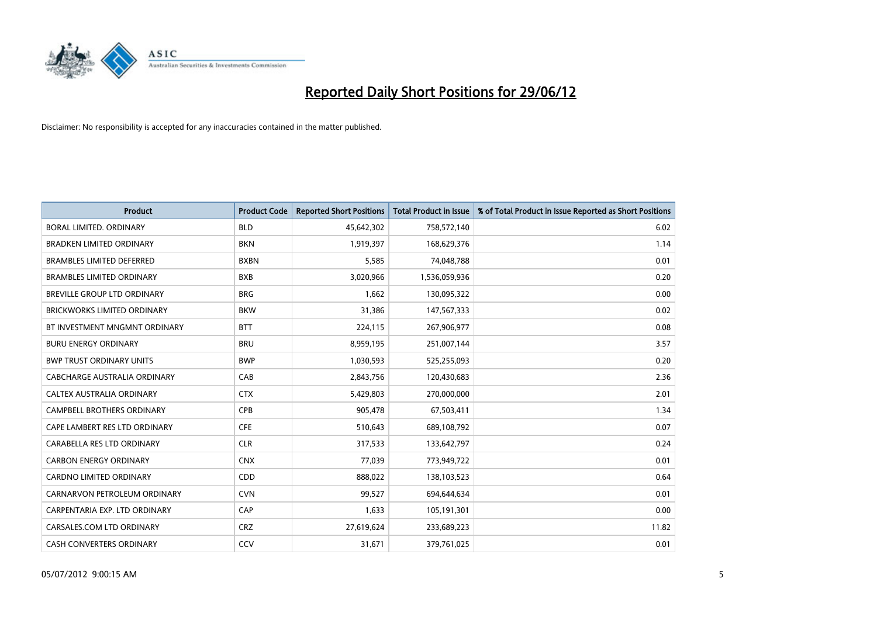# Reported Daily Short Positions for 29/06/12

Disclaimer: No responsibility is accepted for any inaccuracies contained in the matter published.

| Product | Product Code | Reported Short Positions | Total Product in Issue | % of Total Product in Issue Reported as Short Positions |
|---|---|---|---|---|
| BORAL LIMITED. ORDINARY | BLD | 45,642,302 | 758,572,140 | 6.02 |
| BRADKEN LIMITED ORDINARY | BKN | 1,919,397 | 168,629,376 | 1.14 |
| BRAMBLES LIMITED DEFERRED | BXBN | 5,585 | 74,048,788 | 0.01 |
| BRAMBLES LIMITED ORDINARY | BXB | 3,020,966 | 1,536,059,936 | 0.20 |
| BREVILLE GROUP LTD ORDINARY | BRG | 1,662 | 130,095,322 | 0.00 |
| BRICKWORKS LIMITED ORDINARY | BKW | 31,386 | 147,567,333 | 0.02 |
| BT INVESTMENT MNGMNT ORDINARY | BTT | 224,115 | 267,906,977 | 0.08 |
| BURU ENERGY ORDINARY | BRU | 8,959,195 | 251,007,144 | 3.57 |
| BWP TRUST ORDINARY UNITS | BWP | 1,030,593 | 525,255,093 | 0.20 |
| CABCHARGE AUSTRALIA ORDINARY | CAB | 2,843,756 | 120,430,683 | 2.36 |
| CALTEX AUSTRALIA ORDINARY | CTX | 5,429,803 | 270,000,000 | 2.01 |
| CAMPBELL BROTHERS ORDINARY | CPB | 905,478 | 67,503,411 | 1.34 |
| CAPE LAMBERT RES LTD ORDINARY | CFE | 510,643 | 689,108,792 | 0.07 |
| CARABELLA RES LTD ORDINARY | CLR | 317,533 | 133,642,797 | 0.24 |
| CARBON ENERGY ORDINARY | CNX | 77,039 | 773,949,722 | 0.01 |
| CARDNO LIMITED ORDINARY | CDD | 888,022 | 138,103,523 | 0.64 |
| CARNARVON PETROLEUM ORDINARY | CVN | 99,527 | 694,644,634 | 0.01 |
| CARPENTARIA EXP. LTD ORDINARY | CAP | 1,633 | 105,191,301 | 0.00 |
| CARSALES.COM LTD ORDINARY | CRZ | 27,619,624 | 233,689,223 | 11.82 |
| CASH CONVERTERS ORDINARY | CCV | 31,671 | 379,761,025 | 0.01 |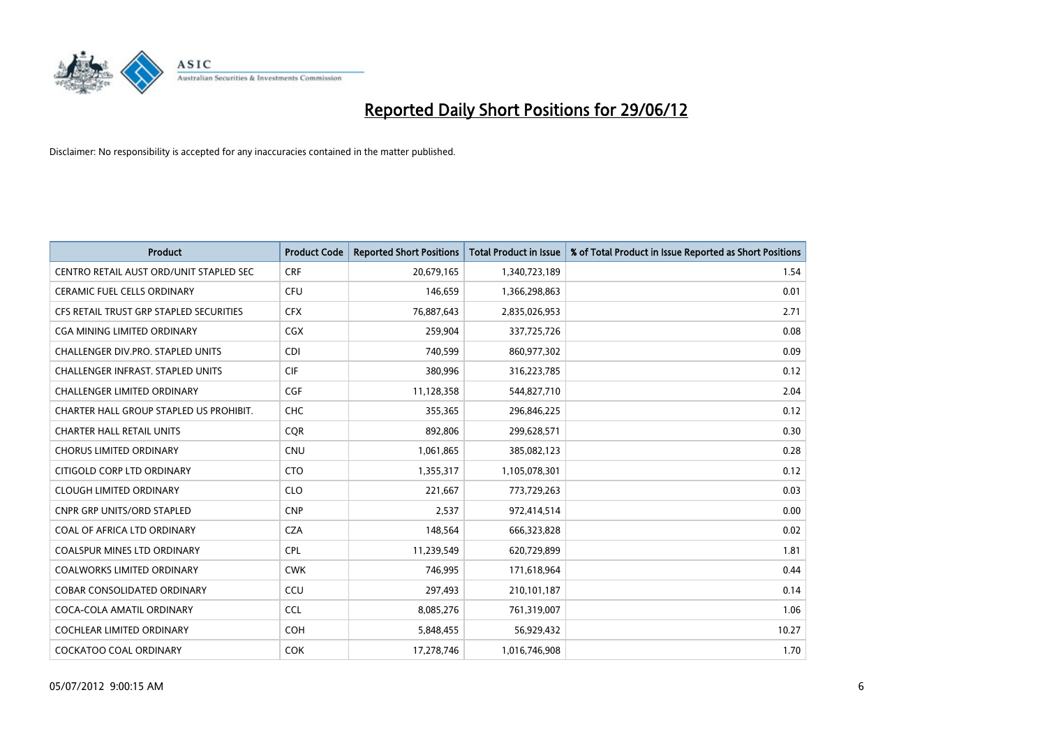# Reported Daily Short Positions for 29/06/12

Disclaimer: No responsibility is accepted for any inaccuracies contained in the matter published.

| Product | Product Code | Reported Short Positions | Total Product in Issue | % of Total Product in Issue Reported as Short Positions |
|---|---|---|---|---|
| CENTRO RETAIL AUST ORD/UNIT STAPLED SEC | CRF | 20,679,165 | 1,340,723,189 | 1.54 |
| CERAMIC FUEL CELLS ORDINARY | CFU | 146,659 | 1,366,298,863 | 0.01 |
| CFS RETAIL TRUST GRP STAPLED SECURITIES | CFX | 76,887,643 | 2,835,026,953 | 2.71 |
| CGA MINING LIMITED ORDINARY | CGX | 259,904 | 337,725,726 | 0.08 |
| CHALLENGER DIV.PRO. STAPLED UNITS | CDI | 740,599 | 860,977,302 | 0.09 |
| CHALLENGER INFRAST. STAPLED UNITS | CIF | 380,996 | 316,223,785 | 0.12 |
| CHALLENGER LIMITED ORDINARY | CGF | 11,128,358 | 544,827,710 | 2.04 |
| CHARTER HALL GROUP STAPLED US PROHIBIT. | CHC | 355,365 | 296,846,225 | 0.12 |
| CHARTER HALL RETAIL UNITS | CQR | 892,806 | 299,628,571 | 0.30 |
| CHORUS LIMITED ORDINARY | CNU | 1,061,865 | 385,082,123 | 0.28 |
| CITIGOLD CORP LTD ORDINARY | CTO | 1,355,317 | 1,105,078,301 | 0.12 |
| CLOUGH LIMITED ORDINARY | CLO | 221,667 | 773,729,263 | 0.03 |
| CNPR GRP UNITS/ORD STAPLED | CNP | 2,537 | 972,414,514 | 0.00 |
| COAL OF AFRICA LTD ORDINARY | CZA | 148,564 | 666,323,828 | 0.02 |
| COALSPUR MINES LTD ORDINARY | CPL | 11,239,549 | 620,729,899 | 1.81 |
| COALWORKS LIMITED ORDINARY | CWK | 746,995 | 171,618,964 | 0.44 |
| COBAR CONSOLIDATED ORDINARY | CCU | 297,493 | 210,101,187 | 0.14 |
| COCA-COLA AMATIL ORDINARY | CCL | 8,085,276 | 761,319,007 | 1.06 |
| COCHLEAR LIMITED ORDINARY | COH | 5,848,455 | 56,929,432 | 10.27 |
| COCKATOO COAL ORDINARY | COK | 17,278,746 | 1,016,746,908 | 1.70 |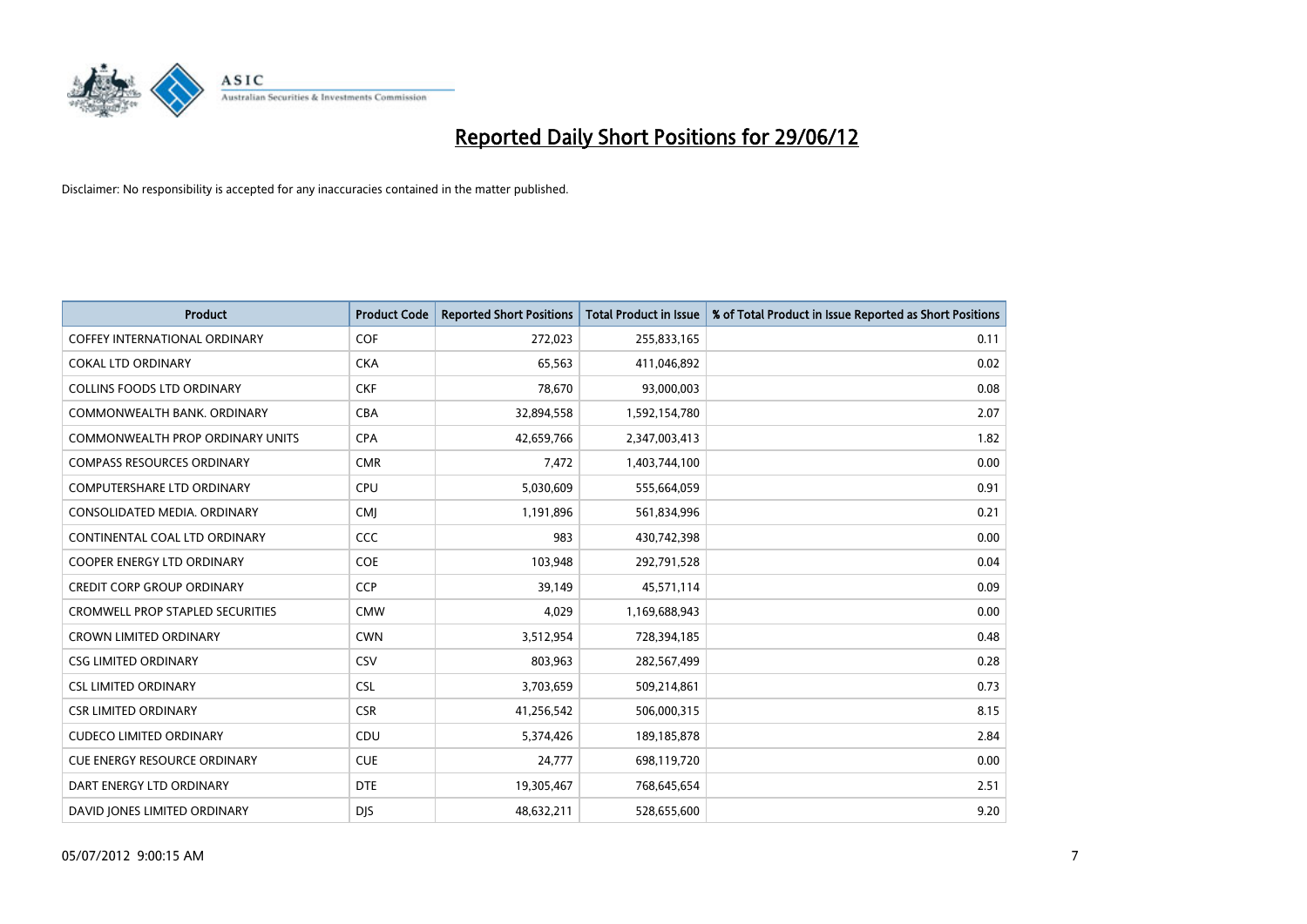# Reported Daily Short Positions for 29/06/12

Disclaimer: No responsibility is accepted for any inaccuracies contained in the matter published.

| Product | Product Code | Reported Short Positions | Total Product in Issue | % of Total Product in Issue Reported as Short Positions |
|---|---|---|---|---|
| COFFEY INTERNATIONAL ORDINARY | COF | 272,023 | 255,833,165 | 0.11 |
| COKAL LTD ORDINARY | CKA | 65,563 | 411,046,892 | 0.02 |
| COLLINS FOODS LTD ORDINARY | CKF | 78,670 | 93,000,003 | 0.08 |
| COMMONWEALTH BANK. ORDINARY | CBA | 32,894,558 | 1,592,154,780 | 2.07 |
| COMMONWEALTH PROP ORDINARY UNITS | CPA | 42,659,766 | 2,347,003,413 | 1.82 |
| COMPASS RESOURCES ORDINARY | CMR | 7,472 | 1,403,744,100 | 0.00 |
| COMPUTERSHARE LTD ORDINARY | CPU | 5,030,609 | 555,664,059 | 0.91 |
| CONSOLIDATED MEDIA. ORDINARY | CMJ | 1,191,896 | 561,834,996 | 0.21 |
| CONTINENTAL COAL LTD ORDINARY | CCC | 983 | 430,742,398 | 0.00 |
| COOPER ENERGY LTD ORDINARY | COE | 103,948 | 292,791,528 | 0.04 |
| CREDIT CORP GROUP ORDINARY | CCP | 39,149 | 45,571,114 | 0.09 |
| CROMWELL PROP STAPLED SECURITIES | CMW | 4,029 | 1,169,688,943 | 0.00 |
| CROWN LIMITED ORDINARY | CWN | 3,512,954 | 728,394,185 | 0.48 |
| CSG LIMITED ORDINARY | CSV | 803,963 | 282,567,499 | 0.28 |
| CSL LIMITED ORDINARY | CSL | 3,703,659 | 509,214,861 | 0.73 |
| CSR LIMITED ORDINARY | CSR | 41,256,542 | 506,000,315 | 8.15 |
| CUDECO LIMITED ORDINARY | CDU | 5,374,426 | 189,185,878 | 2.84 |
| CUE ENERGY RESOURCE ORDINARY | CUE | 24,777 | 698,119,720 | 0.00 |
| DART ENERGY LTD ORDINARY | DTE | 19,305,467 | 768,645,654 | 2.51 |
| DAVID JONES LIMITED ORDINARY | DJS | 48,632,211 | 528,655,600 | 9.20 |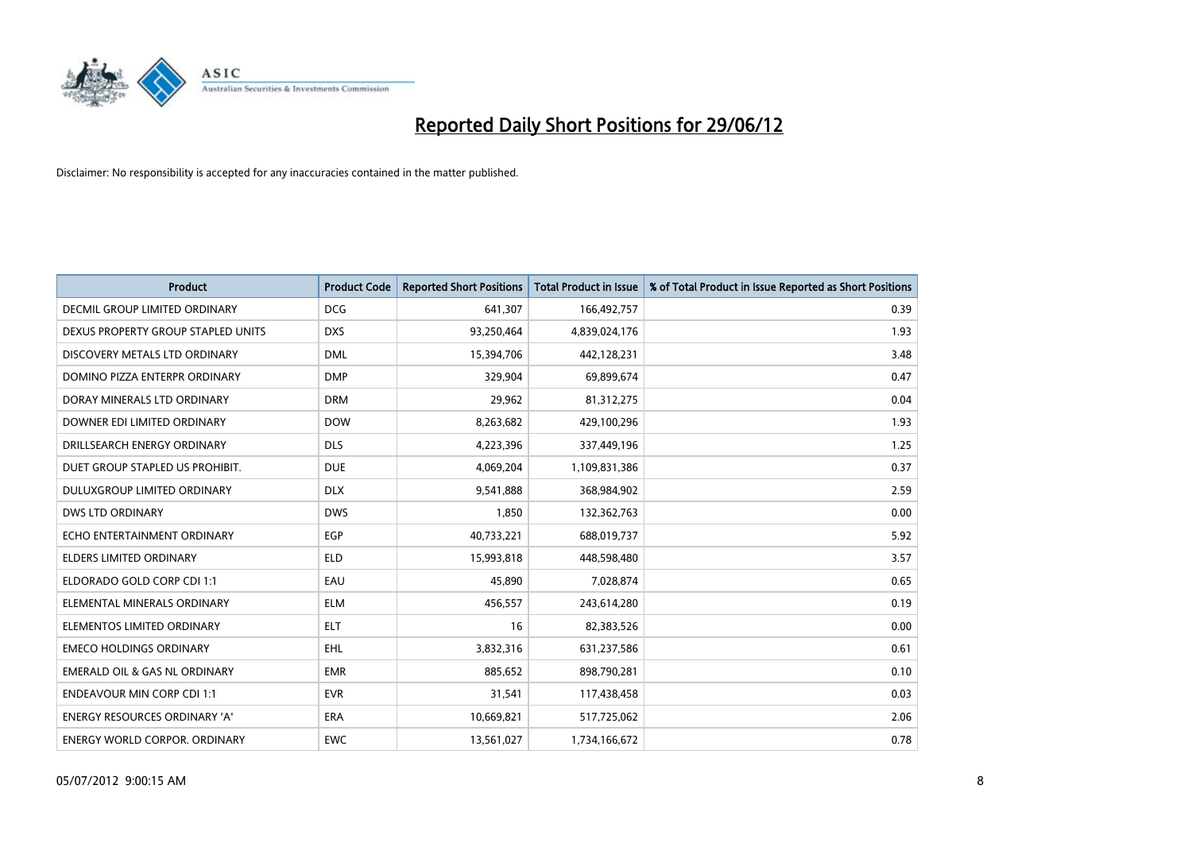# Reported Daily Short Positions for 29/06/12

Disclaimer: No responsibility is accepted for any inaccuracies contained in the matter published.

| Product | Product Code | Reported Short Positions | Total Product in Issue | % of Total Product in Issue Reported as Short Positions |
|---|---|---|---|---|
| DECMIL GROUP LIMITED ORDINARY | DCG | 641,307 | 166,492,757 | 0.39 |
| DEXUS PROPERTY GROUP STAPLED UNITS | DXS | 93,250,464 | 4,839,024,176 | 1.93 |
| DISCOVERY METALS LTD ORDINARY | DML | 15,394,706 | 442,128,231 | 3.48 |
| DOMINO PIZZA ENTERPR ORDINARY | DMP | 329,904 | 69,899,674 | 0.47 |
| DORAY MINERALS LTD ORDINARY | DRM | 29,962 | 81,312,275 | 0.04 |
| DOWNER EDI LIMITED ORDINARY | DOW | 8,263,682 | 429,100,296 | 1.93 |
| DRILLSEARCH ENERGY ORDINARY | DLS | 4,223,396 | 337,449,196 | 1.25 |
| DUET GROUP STAPLED US PROHIBIT. | DUE | 4,069,204 | 1,109,831,386 | 0.37 |
| DULUXGROUP LIMITED ORDINARY | DLX | 9,541,888 | 368,984,902 | 2.59 |
| DWS LTD ORDINARY | DWS | 1,850 | 132,362,763 | 0.00 |
| ECHO ENTERTAINMENT ORDINARY | EGP | 40,733,221 | 688,019,737 | 5.92 |
| ELDERS LIMITED ORDINARY | ELD | 15,993,818 | 448,598,480 | 3.57 |
| ELDORADO GOLD CORP CDI 1:1 | EAU | 45,890 | 7,028,874 | 0.65 |
| ELEMENTAL MINERALS ORDINARY | ELM | 456,557 | 243,614,280 | 0.19 |
| ELEMENTOS LIMITED ORDINARY | ELT | 16 | 82,383,526 | 0.00 |
| EMECO HOLDINGS ORDINARY | EHL | 3,832,316 | 631,237,586 | 0.61 |
| EMERALD OIL & GAS NL ORDINARY | EMR | 885,652 | 898,790,281 | 0.10 |
| ENDEAVOUR MIN CORP CDI 1:1 | EVR | 31,541 | 117,438,458 | 0.03 |
| ENERGY RESOURCES ORDINARY 'A' | ERA | 10,669,821 | 517,725,062 | 2.06 |
| ENERGY WORLD CORPOR. ORDINARY | EWC | 13,561,027 | 1,734,166,672 | 0.78 |

05/07/2012 9:00:15 AM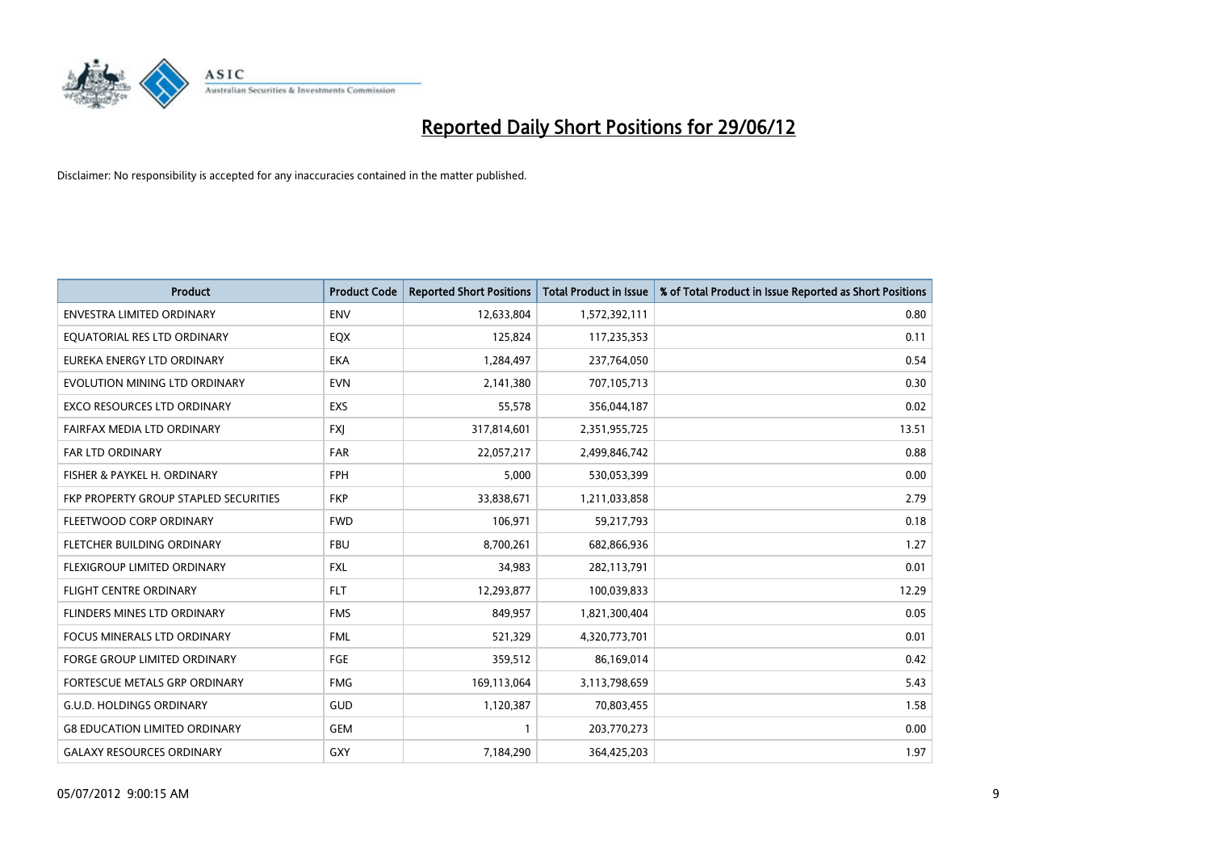# Reported Daily Short Positions for 29/06/12

Disclaimer: No responsibility is accepted for any inaccuracies contained in the matter published.

| Product | Product Code | Reported Short Positions | Total Product in Issue | % of Total Product in Issue Reported as Short Positions |
|---|---|---|---|---|
| ENVESTRA LIMITED ORDINARY | ENV | 12,633,804 | 1,572,392,111 | 0.80 |
| EQUATORIAL RES LTD ORDINARY | EQX | 125,824 | 117,235,353 | 0.11 |
| EUREKA ENERGY LTD ORDINARY | EKA | 1,284,497 | 237,764,050 | 0.54 |
| EVOLUTION MINING LTD ORDINARY | EVN | 2,141,380 | 707,105,713 | 0.30 |
| EXCO RESOURCES LTD ORDINARY | EXS | 55,578 | 356,044,187 | 0.02 |
| FAIRFAX MEDIA LTD ORDINARY | FXJ | 317,814,601 | 2,351,955,725 | 13.51 |
| FAR LTD ORDINARY | FAR | 22,057,217 | 2,499,846,742 | 0.88 |
| FISHER & PAYKEL H. ORDINARY | FPH | 5,000 | 530,053,399 | 0.00 |
| FKP PROPERTY GROUP STAPLED SECURITIES | FKP | 33,838,671 | 1,211,033,858 | 2.79 |
| FLEETWOOD CORP ORDINARY | FWD | 106,971 | 59,217,793 | 0.18 |
| FLETCHER BUILDING ORDINARY | FBU | 8,700,261 | 682,866,936 | 1.27 |
| FLEXIGROUP LIMITED ORDINARY | FXL | 34,983 | 282,113,791 | 0.01 |
| FLIGHT CENTRE ORDINARY | FLT | 12,293,877 | 100,039,833 | 12.29 |
| FLINDERS MINES LTD ORDINARY | FMS | 849,957 | 1,821,300,404 | 0.05 |
| FOCUS MINERALS LTD ORDINARY | FML | 521,329 | 4,320,773,701 | 0.01 |
| FORGE GROUP LIMITED ORDINARY | FGE | 359,512 | 86,169,014 | 0.42 |
| FORTESCUE METALS GRP ORDINARY | FMG | 169,113,064 | 3,113,798,659 | 5.43 |
| G.U.D. HOLDINGS ORDINARY | GUD | 1,120,387 | 70,803,455 | 1.58 |
| G8 EDUCATION LIMITED ORDINARY | GEM | 1 | 203,770,273 | 0.00 |
| GALAXY RESOURCES ORDINARY | GXY | 7,184,290 | 364,425,203 | 1.97 |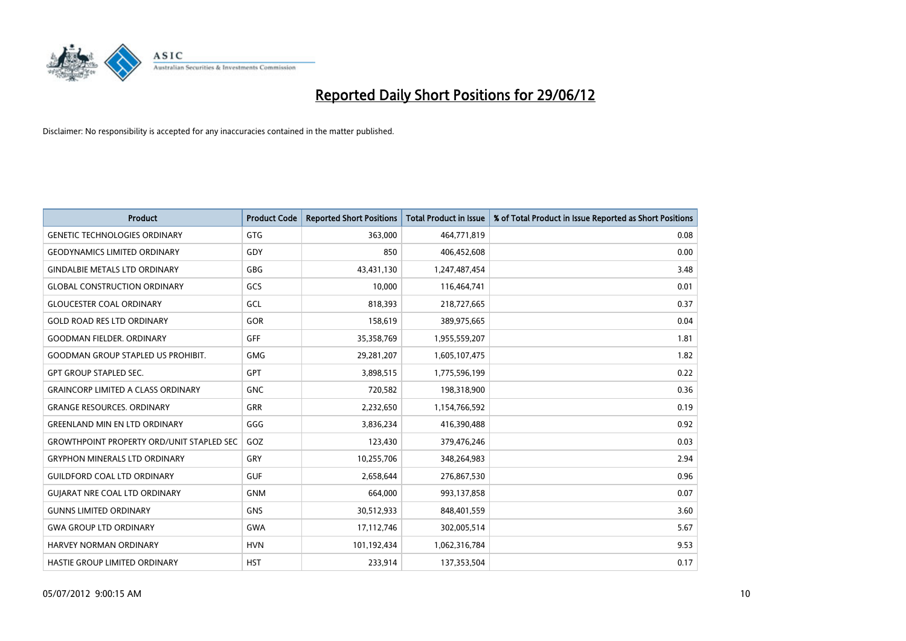# Reported Daily Short Positions for 29/06/12

Disclaimer: No responsibility is accepted for any inaccuracies contained in the matter published.

| Product | Product Code | Reported Short Positions | Total Product in Issue | % of Total Product in Issue Reported as Short Positions |
| --- | --- | --- | --- | --- |
| GENETIC TECHNOLOGIES ORDINARY | GTG | 363,000 | 464,771,819 | 0.08 |
| GEODYNAMICS LIMITED ORDINARY | GDY | 850 | 406,452,608 | 0.00 |
| GINDALBIE METALS LTD ORDINARY | GBG | 43,431,130 | 1,247,487,454 | 3.48 |
| GLOBAL CONSTRUCTION ORDINARY | GCS | 10,000 | 116,464,741 | 0.01 |
| GLOUCESTER COAL ORDINARY | GCL | 818,393 | 218,727,665 | 0.37 |
| GOLD ROAD RES LTD ORDINARY | GOR | 158,619 | 389,975,665 | 0.04 |
| GOODMAN FIELDER. ORDINARY | GFF | 35,358,769 | 1,955,559,207 | 1.81 |
| GOODMAN GROUP STAPLED US PROHIBIT. | GMG | 29,281,207 | 1,605,107,475 | 1.82 |
| GPT GROUP STAPLED SEC. | GPT | 3,898,515 | 1,775,596,199 | 0.22 |
| GRAINCORP LIMITED A CLASS ORDINARY | GNC | 720,582 | 198,318,900 | 0.36 |
| GRANGE RESOURCES. ORDINARY | GRR | 2,232,650 | 1,154,766,592 | 0.19 |
| GREENLAND MIN EN LTD ORDINARY | GGG | 3,836,234 | 416,390,488 | 0.92 |
| GROWTHPOINT PROPERTY ORD/UNIT STAPLED SEC | GOZ | 123,430 | 379,476,246 | 0.03 |
| GRYPHON MINERALS LTD ORDINARY | GRY | 10,255,706 | 348,264,983 | 2.94 |
| GUILDFORD COAL LTD ORDINARY | GUF | 2,658,644 | 276,867,530 | 0.96 |
| GUJARAT NRE COAL LTD ORDINARY | GNM | 664,000 | 993,137,858 | 0.07 |
| GUNNS LIMITED ORDINARY | GNS | 30,512,933 | 848,401,559 | 3.60 |
| GWA GROUP LTD ORDINARY | GWA | 17,112,746 | 302,005,514 | 5.67 |
| HARVEY NORMAN ORDINARY | HVN | 101,192,434 | 1,062,316,784 | 9.53 |
| HASTIE GROUP LIMITED ORDINARY | HST | 233,914 | 137,353,504 | 0.17 |

05/07/2012 9:00:15 AM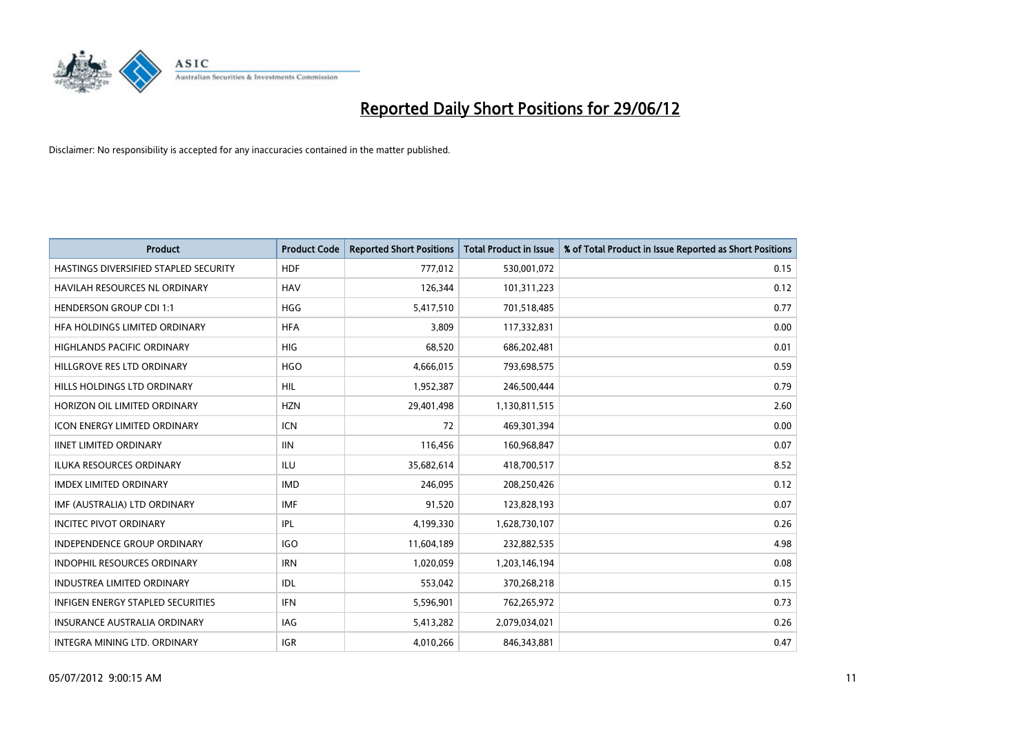# Reported Daily Short Positions for 29/06/12

Disclaimer: No responsibility is accepted for any inaccuracies contained in the matter published.

| Product | Product Code | Reported Short Positions | Total Product in Issue | % of Total Product in Issue Reported as Short Positions |
|---|---|---|---|---|
| HASTINGS DIVERSIFIED STAPLED SECURITY | HDF | 777,012 | 530,001,072 | 0.15 |
| HAVILAH RESOURCES NL ORDINARY | HAV | 126,344 | 101,311,223 | 0.12 |
| HENDERSON GROUP CDI 1:1 | HGG | 5,417,510 | 701,518,485 | 0.77 |
| HFA HOLDINGS LIMITED ORDINARY | HFA | 3,809 | 117,332,831 | 0.00 |
| HIGHLANDS PACIFIC ORDINARY | HIG | 68,520 | 686,202,481 | 0.01 |
| HILLGROVE RES LTD ORDINARY | HGO | 4,666,015 | 793,698,575 | 0.59 |
| HILLS HOLDINGS LTD ORDINARY | HIL | 1,952,387 | 246,500,444 | 0.79 |
| HORIZON OIL LIMITED ORDINARY | HZN | 29,401,498 | 1,130,811,515 | 2.60 |
| ICON ENERGY LIMITED ORDINARY | ICN | 72 | 469,301,394 | 0.00 |
| IINET LIMITED ORDINARY | IIN | 116,456 | 160,968,847 | 0.07 |
| ILUKA RESOURCES ORDINARY | ILU | 35,682,614 | 418,700,517 | 8.52 |
| IMDEX LIMITED ORDINARY | IMD | 246,095 | 208,250,426 | 0.12 |
| IMF (AUSTRALIA) LTD ORDINARY | IMF | 91,520 | 123,828,193 | 0.07 |
| INCITEC PIVOT ORDINARY | IPL | 4,199,330 | 1,628,730,107 | 0.26 |
| INDEPENDENCE GROUP ORDINARY | IGO | 11,604,189 | 232,882,535 | 4.98 |
| INDOPHIL RESOURCES ORDINARY | IRN | 1,020,059 | 1,203,146,194 | 0.08 |
| INDUSTREA LIMITED ORDINARY | IDL | 553,042 | 370,268,218 | 0.15 |
| INFIGEN ENERGY STAPLED SECURITIES | IFN | 5,596,901 | 762,265,972 | 0.73 |
| INSURANCE AUSTRALIA ORDINARY | IAG | 5,413,282 | 2,079,034,021 | 0.26 |
| INTEGRA MINING LTD. ORDINARY | IGR | 4,010,266 | 846,343,881 | 0.47 |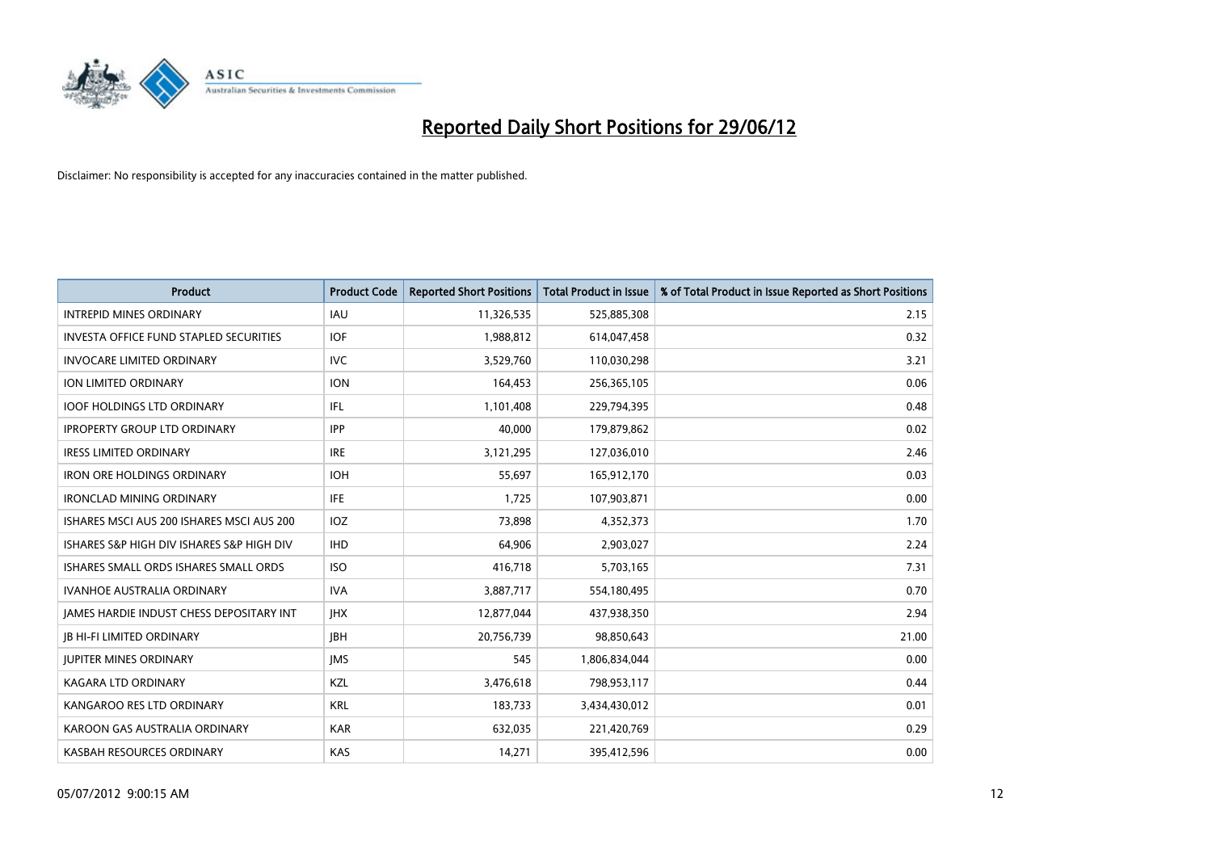# Reported Daily Short Positions for 29/06/12

Disclaimer: No responsibility is accepted for any inaccuracies contained in the matter published.

| Product | Product Code | Reported Short Positions | Total Product in Issue | % of Total Product in Issue Reported as Short Positions |
|---|---|---|---|---|
| INTREPID MINES ORDINARY | IAU | 11,326,535 | 525,885,308 | 2.15 |
| INVESTA OFFICE FUND STAPLED SECURITIES | IOF | 1,988,812 | 614,047,458 | 0.32 |
| INVOCARE LIMITED ORDINARY | IVC | 3,529,760 | 110,030,298 | 3.21 |
| ION LIMITED ORDINARY | ION | 164,453 | 256,365,105 | 0.06 |
| IOOF HOLDINGS LTD ORDINARY | IFL | 1,101,408 | 229,794,395 | 0.48 |
| IPROPERTY GROUP LTD ORDINARY | IPP | 40,000 | 179,879,862 | 0.02 |
| IRESS LIMITED ORDINARY | IRE | 3,121,295 | 127,036,010 | 2.46 |
| IRON ORE HOLDINGS ORDINARY | IOH | 55,697 | 165,912,170 | 0.03 |
| IRONCLAD MINING ORDINARY | IFE | 1,725 | 107,903,871 | 0.00 |
| ISHARES MSCI AUS 200 ISHARES MSCI AUS 200 | IOZ | 73,898 | 4,352,373 | 1.70 |
| ISHARES S&P HIGH DIV ISHARES S&P HIGH DIV | IHD | 64,906 | 2,903,027 | 2.24 |
| ISHARES SMALL ORDS ISHARES SMALL ORDS | ISO | 416,718 | 5,703,165 | 7.31 |
| IVANHOE AUSTRALIA ORDINARY | IVA | 3,887,717 | 554,180,495 | 0.70 |
| JAMES HARDIE INDUST CHESS DEPOSITARY INT | JHX | 12,877,044 | 437,938,350 | 2.94 |
| JB HI-FI LIMITED ORDINARY | JBH | 20,756,739 | 98,850,643 | 21.00 |
| JUPITER MINES ORDINARY | JMS | 545 | 1,806,834,044 | 0.00 |
| KAGARA LTD ORDINARY | KZL | 3,476,618 | 798,953,117 | 0.44 |
| KANGAROO RES LTD ORDINARY | KRL | 183,733 | 3,434,430,012 | 0.01 |
| KAROON GAS AUSTRALIA ORDINARY | KAR | 632,035 | 221,420,769 | 0.29 |
| KASBAH RESOURCES ORDINARY | KAS | 14,271 | 395,412,596 | 0.00 |

05/07/2012 9:00:15 AM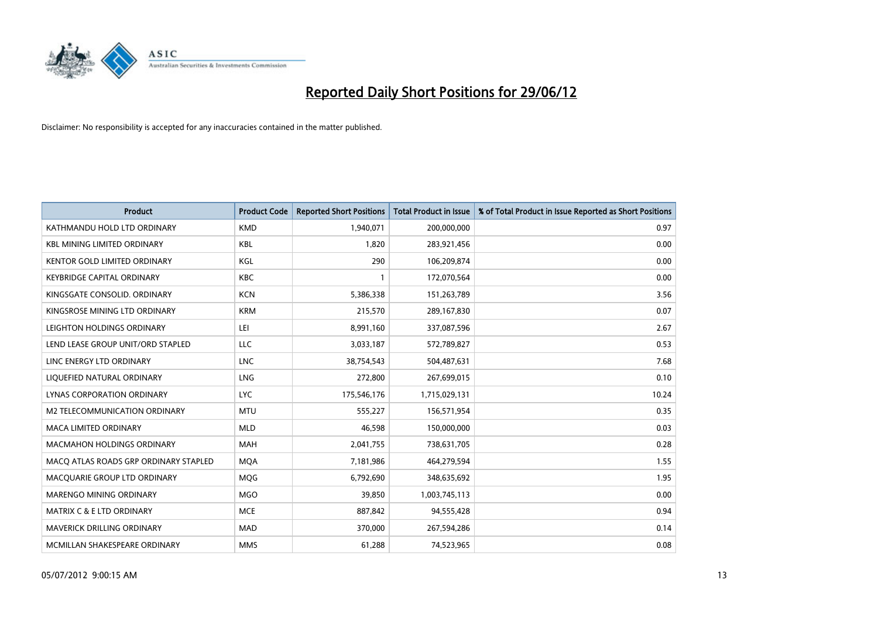# Reported Daily Short Positions for 29/06/12

Disclaimer: No responsibility is accepted for any inaccuracies contained in the matter published.

| Product | Product Code | Reported Short Positions | Total Product in Issue | % of Total Product in Issue Reported as Short Positions |
|---|---|---|---|---|
| KATHMANDU HOLD LTD ORDINARY | KMD | 1,940,071 | 200,000,000 | 0.97 |
| KBL MINING LIMITED ORDINARY | KBL | 1,820 | 283,921,456 | 0.00 |
| KENTOR GOLD LIMITED ORDINARY | KGL | 290 | 106,209,874 | 0.00 |
| KEYBRIDGE CAPITAL ORDINARY | KBC | 1 | 172,070,564 | 0.00 |
| KINGSGATE CONSOLID. ORDINARY | KCN | 5,386,338 | 151,263,789 | 3.56 |
| KINGSROSE MINING LTD ORDINARY | KRM | 215,570 | 289,167,830 | 0.07 |
| LEIGHTON HOLDINGS ORDINARY | LEI | 8,991,160 | 337,087,596 | 2.67 |
| LEND LEASE GROUP UNIT/ORD STAPLED | LLC | 3,033,187 | 572,789,827 | 0.53 |
| LINC ENERGY LTD ORDINARY | LNC | 38,754,543 | 504,487,631 | 7.68 |
| LIQUEFIED NATURAL ORDINARY | LNG | 272,800 | 267,699,015 | 0.10 |
| LYNAS CORPORATION ORDINARY | LYC | 175,546,176 | 1,715,029,131 | 10.24 |
| M2 TELECOMMUNICATION ORDINARY | MTU | 555,227 | 156,571,954 | 0.35 |
| MACA LIMITED ORDINARY | MLD | 46,598 | 150,000,000 | 0.03 |
| MACMAHON HOLDINGS ORDINARY | MAH | 2,041,755 | 738,631,705 | 0.28 |
| MACQ ATLAS ROADS GRP ORDINARY STAPLED | MQA | 7,181,986 | 464,279,594 | 1.55 |
| MACQUARIE GROUP LTD ORDINARY | MQG | 6,792,690 | 348,635,692 | 1.95 |
| MARENGO MINING ORDINARY | MGO | 39,850 | 1,003,745,113 | 0.00 |
| MATRIX C & E LTD ORDINARY | MCE | 887,842 | 94,555,428 | 0.94 |
| MAVERICK DRILLING ORDINARY | MAD | 370,000 | 267,594,286 | 0.14 |
| MCMILLAN SHAKESPEARE ORDINARY | MMS | 61,288 | 74,523,965 | 0.08 |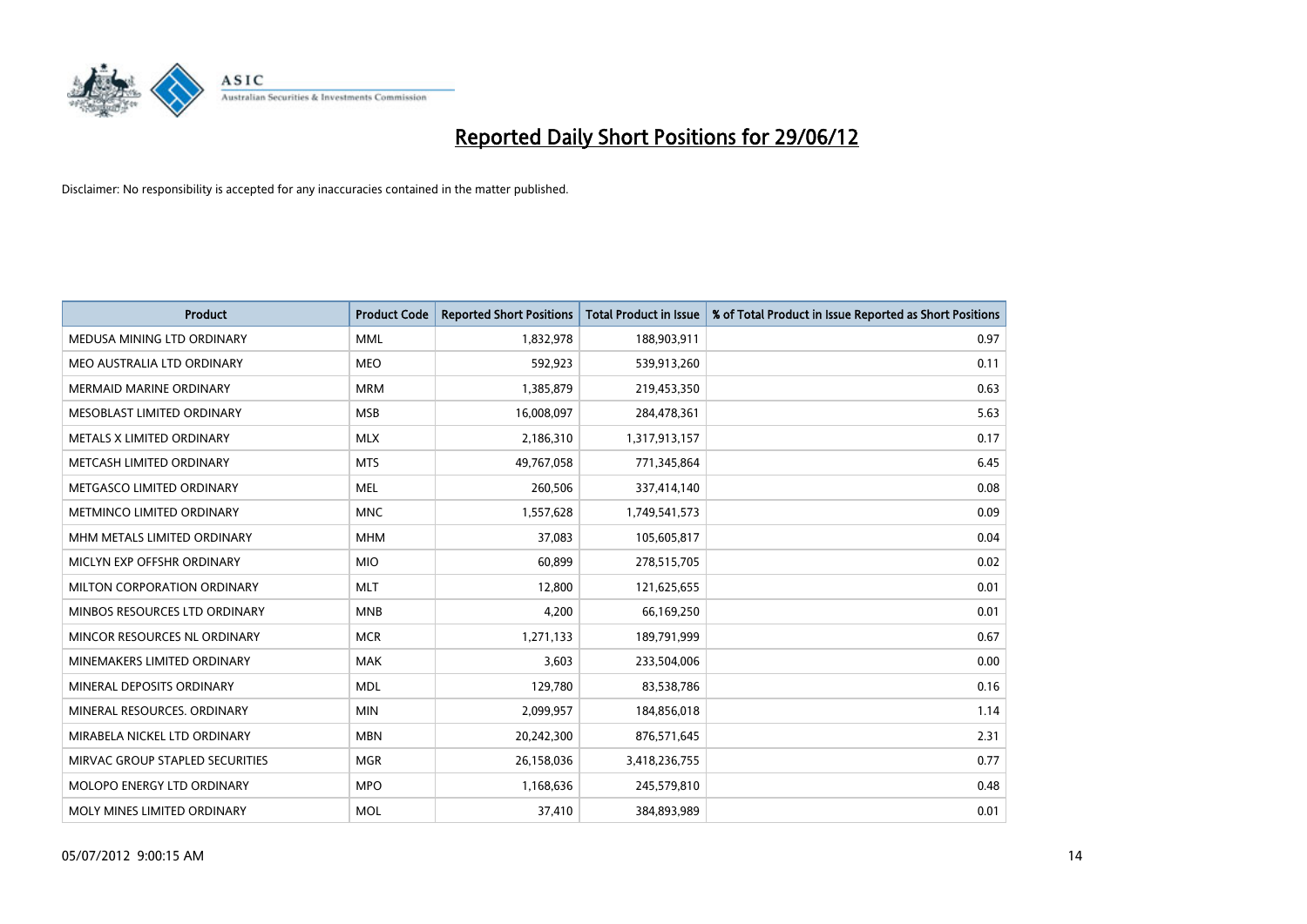# Reported Daily Short Positions for 29/06/12

Disclaimer: No responsibility is accepted for any inaccuracies contained in the matter published.

| Product | Product Code | Reported Short Positions | Total Product in Issue | % of Total Product in Issue Reported as Short Positions |
|---|---|---|---|---|
| MEDUSA MINING LTD ORDINARY | MML | 1,832,978 | 188,903,911 | 0.97 |
| MEO AUSTRALIA LTD ORDINARY | MEO | 592,923 | 539,913,260 | 0.11 |
| MERMAID MARINE ORDINARY | MRM | 1,385,879 | 219,453,350 | 0.63 |
| MESOBLAST LIMITED ORDINARY | MSB | 16,008,097 | 284,478,361 | 5.63 |
| METALS X LIMITED ORDINARY | MLX | 2,186,310 | 1,317,913,157 | 0.17 |
| METCASH LIMITED ORDINARY | MTS | 49,767,058 | 771,345,864 | 6.45 |
| METGASCO LIMITED ORDINARY | MEL | 260,506 | 337,414,140 | 0.08 |
| METMINCO LIMITED ORDINARY | MNC | 1,557,628 | 1,749,541,573 | 0.09 |
| MHM METALS LIMITED ORDINARY | MHM | 37,083 | 105,605,817 | 0.04 |
| MICLYN EXP OFFSHR ORDINARY | MIO | 60,899 | 278,515,705 | 0.02 |
| MILTON CORPORATION ORDINARY | MLT | 12,800 | 121,625,655 | 0.01 |
| MINBOS RESOURCES LTD ORDINARY | MNB | 4,200 | 66,169,250 | 0.01 |
| MINCOR RESOURCES NL ORDINARY | MCR | 1,271,133 | 189,791,999 | 0.67 |
| MINEMAKERS LIMITED ORDINARY | MAK | 3,603 | 233,504,006 | 0.00 |
| MINERAL DEPOSITS ORDINARY | MDL | 129,780 | 83,538,786 | 0.16 |
| MINERAL RESOURCES. ORDINARY | MIN | 2,099,957 | 184,856,018 | 1.14 |
| MIRABELA NICKEL LTD ORDINARY | MBN | 20,242,300 | 876,571,645 | 2.31 |
| MIRVAC GROUP STAPLED SECURITIES | MGR | 26,158,036 | 3,418,236,755 | 0.77 |
| MOLOPO ENERGY LTD ORDINARY | MPO | 1,168,636 | 245,579,810 | 0.48 |
| MOLY MINES LIMITED ORDINARY | MOL | 37,410 | 384,893,989 | 0.01 |

05/07/2012 9:00:15 AM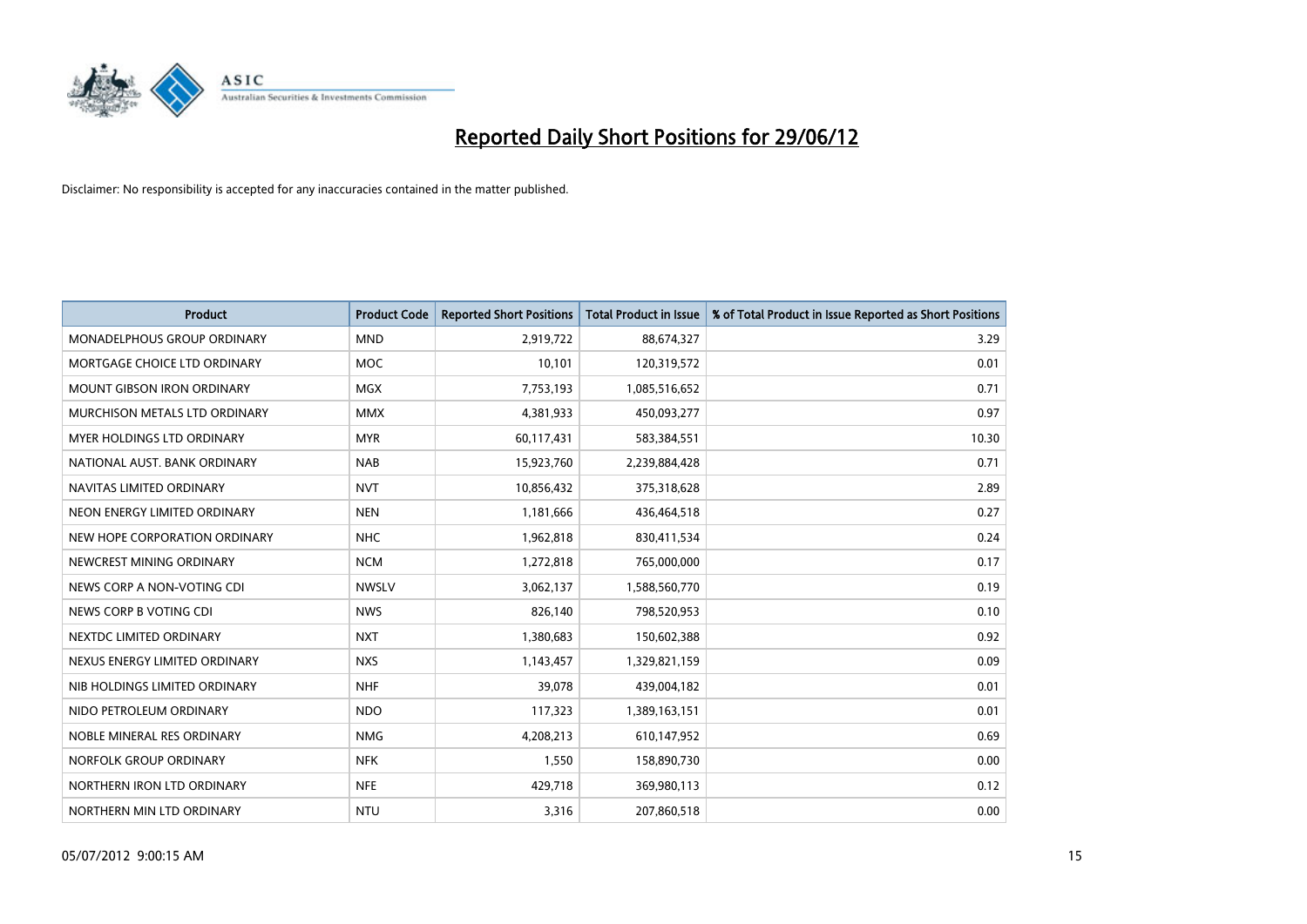# Reported Daily Short Positions for 29/06/12

Disclaimer: No responsibility is accepted for any inaccuracies contained in the matter published.

| Product | Product Code | Reported Short Positions | Total Product in Issue | % of Total Product in Issue Reported as Short Positions |
|---|---|---|---|---|
| MONADELPHOUS GROUP ORDINARY | MND | 2,919,722 | 88,674,327 | 3.29 |
| MORTGAGE CHOICE LTD ORDINARY | MOC | 10,101 | 120,319,572 | 0.01 |
| MOUNT GIBSON IRON ORDINARY | MGX | 7,753,193 | 1,085,516,652 | 0.71 |
| MURCHISON METALS LTD ORDINARY | MMX | 4,381,933 | 450,093,277 | 0.97 |
| MYER HOLDINGS LTD ORDINARY | MYR | 60,117,431 | 583,384,551 | 10.30 |
| NATIONAL AUST. BANK ORDINARY | NAB | 15,923,760 | 2,239,884,428 | 0.71 |
| NAVITAS LIMITED ORDINARY | NVT | 10,856,432 | 375,318,628 | 2.89 |
| NEON ENERGY LIMITED ORDINARY | NEN | 1,181,666 | 436,464,518 | 0.27 |
| NEW HOPE CORPORATION ORDINARY | NHC | 1,962,818 | 830,411,534 | 0.24 |
| NEWCREST MINING ORDINARY | NCM | 1,272,818 | 765,000,000 | 0.17 |
| NEWS CORP A NON-VOTING CDI | NWSLV | 3,062,137 | 1,588,560,770 | 0.19 |
| NEWS CORP B VOTING CDI | NWS | 826,140 | 798,520,953 | 0.10 |
| NEXTDC LIMITED ORDINARY | NXT | 1,380,683 | 150,602,388 | 0.92 |
| NEXUS ENERGY LIMITED ORDINARY | NXS | 1,143,457 | 1,329,821,159 | 0.09 |
| NIB HOLDINGS LIMITED ORDINARY | NHF | 39,078 | 439,004,182 | 0.01 |
| NIDO PETROLEUM ORDINARY | NDO | 117,323 | 1,389,163,151 | 0.01 |
| NOBLE MINERAL RES ORDINARY | NMG | 4,208,213 | 610,147,952 | 0.69 |
| NORFOLK GROUP ORDINARY | NFK | 1,550 | 158,890,730 | 0.00 |
| NORTHERN IRON LTD ORDINARY | NFE | 429,718 | 369,980,113 | 0.12 |
| NORTHERN MIN LTD ORDINARY | NTU | 3,316 | 207,860,518 | 0.00 |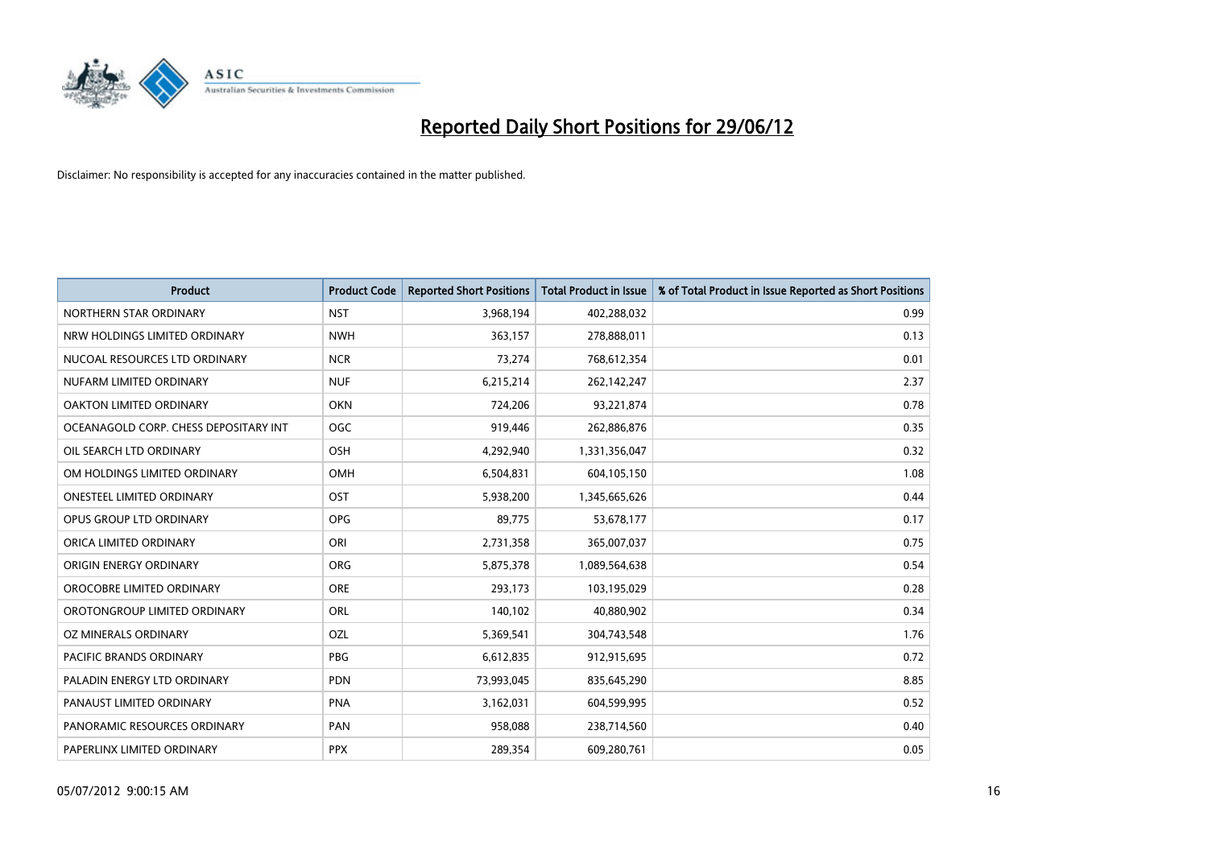# Reported Daily Short Positions for 29/06/12

Disclaimer: No responsibility is accepted for any inaccuracies contained in the matter published.

| Product | Product Code | Reported Short Positions | Total Product in Issue | % of Total Product in Issue Reported as Short Positions |
|---|---|---|---|---|
| NORTHERN STAR ORDINARY | NST | 3,968,194 | 402,288,032 | 0.99 |
| NRW HOLDINGS LIMITED ORDINARY | NWH | 363,157 | 278,888,011 | 0.13 |
| NUCOAL RESOURCES LTD ORDINARY | NCR | 73,274 | 768,612,354 | 0.01 |
| NUFARM LIMITED ORDINARY | NUF | 6,215,214 | 262,142,247 | 2.37 |
| OAKTON LIMITED ORDINARY | OKN | 724,206 | 93,221,874 | 0.78 |
| OCEANAGOLD CORP. CHESS DEPOSITARY INT | OGC | 919,446 | 262,886,876 | 0.35 |
| OIL SEARCH LTD ORDINARY | OSH | 4,292,940 | 1,331,356,047 | 0.32 |
| OM HOLDINGS LIMITED ORDINARY | OMH | 6,504,831 | 604,105,150 | 1.08 |
| ONESTEEL LIMITED ORDINARY | OST | 5,938,200 | 1,345,665,626 | 0.44 |
| OPUS GROUP LTD ORDINARY | OPG | 89,775 | 53,678,177 | 0.17 |
| ORICA LIMITED ORDINARY | ORI | 2,731,358 | 365,007,037 | 0.75 |
| ORIGIN ENERGY ORDINARY | ORG | 5,875,378 | 1,089,564,638 | 0.54 |
| OROCOBRE LIMITED ORDINARY | ORE | 293,173 | 103,195,029 | 0.28 |
| OROTONGROUP LIMITED ORDINARY | ORL | 140,102 | 40,880,902 | 0.34 |
| OZ MINERALS ORDINARY | OZL | 5,369,541 | 304,743,548 | 1.76 |
| PACIFIC BRANDS ORDINARY | PBG | 6,612,835 | 912,915,695 | 0.72 |
| PALADIN ENERGY LTD ORDINARY | PDN | 73,993,045 | 835,645,290 | 8.85 |
| PANAUST LIMITED ORDINARY | PNA | 3,162,031 | 604,599,995 | 0.52 |
| PANORAMIC RESOURCES ORDINARY | PAN | 958,088 | 238,714,560 | 0.40 |
| PAPERLINX LIMITED ORDINARY | PPX | 289,354 | 609,280,761 | 0.05 |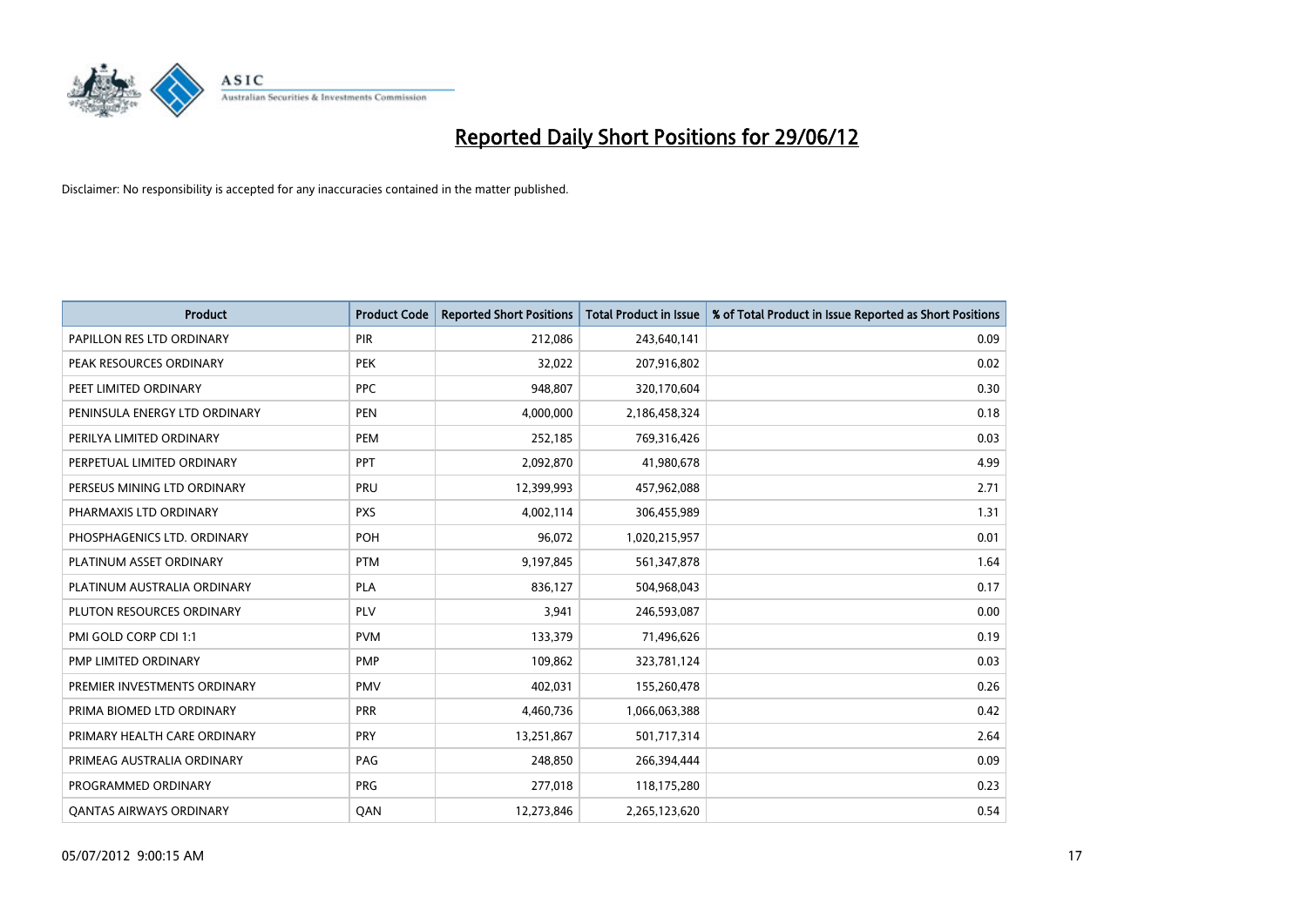# Reported Daily Short Positions for 29/06/12

Disclaimer: No responsibility is accepted for any inaccuracies contained in the matter published.

| Product | Product Code | Reported Short Positions | Total Product in Issue | % of Total Product in Issue Reported as Short Positions |
|---|---|---|---|---|
| PAPILLON RES LTD ORDINARY | PIR | 212,086 | 243,640,141 | 0.09 |
| PEAK RESOURCES ORDINARY | PEK | 32,022 | 207,916,802 | 0.02 |
| PEET LIMITED ORDINARY | PPC | 948,807 | 320,170,604 | 0.30 |
| PENINSULA ENERGY LTD ORDINARY | PEN | 4,000,000 | 2,186,458,324 | 0.18 |
| PERILYA LIMITED ORDINARY | PEM | 252,185 | 769,316,426 | 0.03 |
| PERPETUAL LIMITED ORDINARY | PPT | 2,092,870 | 41,980,678 | 4.99 |
| PERSEUS MINING LTD ORDINARY | PRU | 12,399,993 | 457,962,088 | 2.71 |
| PHARMAXIS LTD ORDINARY | PXS | 4,002,114 | 306,455,989 | 1.31 |
| PHOSPHAGENICS LTD. ORDINARY | POH | 96,072 | 1,020,215,957 | 0.01 |
| PLATINUM ASSET ORDINARY | PTM | 9,197,845 | 561,347,878 | 1.64 |
| PLATINUM AUSTRALIA ORDINARY | PLA | 836,127 | 504,968,043 | 0.17 |
| PLUTON RESOURCES ORDINARY | PLV | 3,941 | 246,593,087 | 0.00 |
| PMI GOLD CORP CDI 1:1 | PVM | 133,379 | 71,496,626 | 0.19 |
| PMP LIMITED ORDINARY | PMP | 109,862 | 323,781,124 | 0.03 |
| PREMIER INVESTMENTS ORDINARY | PMV | 402,031 | 155,260,478 | 0.26 |
| PRIMA BIOMED LTD ORDINARY | PRR | 4,460,736 | 1,066,063,388 | 0.42 |
| PRIMARY HEALTH CARE ORDINARY | PRY | 13,251,867 | 501,717,314 | 2.64 |
| PRIMEAG AUSTRALIA ORDINARY | PAG | 248,850 | 266,394,444 | 0.09 |
| PROGRAMMED ORDINARY | PRG | 277,018 | 118,175,280 | 0.23 |
| QANTAS AIRWAYS ORDINARY | QAN | 12,273,846 | 2,265,123,620 | 0.54 |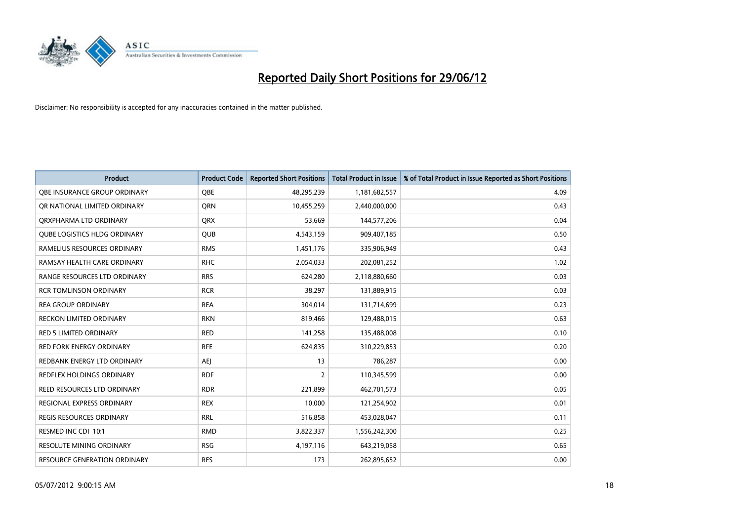# Reported Daily Short Positions for 29/06/12

Disclaimer: No responsibility is accepted for any inaccuracies contained in the matter published.

| Product | Product Code | Reported Short Positions | Total Product in Issue | % of Total Product in Issue Reported as Short Positions |
|---|---|---|---|---|
| QBE INSURANCE GROUP ORDINARY | QBE | 48,295,239 | 1,181,682,557 | 4.09 |
| QR NATIONAL LIMITED ORDINARY | QRN | 10,455,259 | 2,440,000,000 | 0.43 |
| QRXPHARMA LTD ORDINARY | QRX | 53,669 | 144,577,206 | 0.04 |
| QUBE LOGISTICS HLDG ORDINARY | QUB | 4,543,159 | 909,407,185 | 0.50 |
| RAMELIUS RESOURCES ORDINARY | RMS | 1,451,176 | 335,906,949 | 0.43 |
| RAMSAY HEALTH CARE ORDINARY | RHC | 2,054,033 | 202,081,252 | 1.02 |
| RANGE RESOURCES LTD ORDINARY | RRS | 624,280 | 2,118,880,660 | 0.03 |
| RCR TOMLINSON ORDINARY | RCR | 38,297 | 131,889,915 | 0.03 |
| REA GROUP ORDINARY | REA | 304,014 | 131,714,699 | 0.23 |
| RECKON LIMITED ORDINARY | RKN | 819,466 | 129,488,015 | 0.63 |
| RED 5 LIMITED ORDINARY | RED | 141,258 | 135,488,008 | 0.10 |
| RED FORK ENERGY ORDINARY | RFE | 624,835 | 310,229,853 | 0.20 |
| REDBANK ENERGY LTD ORDINARY | AEJ | 13 | 786,287 | 0.00 |
| REDFLEX HOLDINGS ORDINARY | RDF | 2 | 110,345,599 | 0.00 |
| REED RESOURCES LTD ORDINARY | RDR | 221,899 | 462,701,573 | 0.05 |
| REGIONAL EXPRESS ORDINARY | REX | 10,000 | 121,254,902 | 0.01 |
| REGIS RESOURCES ORDINARY | RRL | 516,858 | 453,028,047 | 0.11 |
| RESMED INC CDI 10:1 | RMD | 3,822,337 | 1,556,242,300 | 0.25 |
| RESOLUTE MINING ORDINARY | RSG | 4,197,116 | 643,219,058 | 0.65 |
| RESOURCE GENERATION ORDINARY | RES | 173 | 262,895,652 | 0.00 |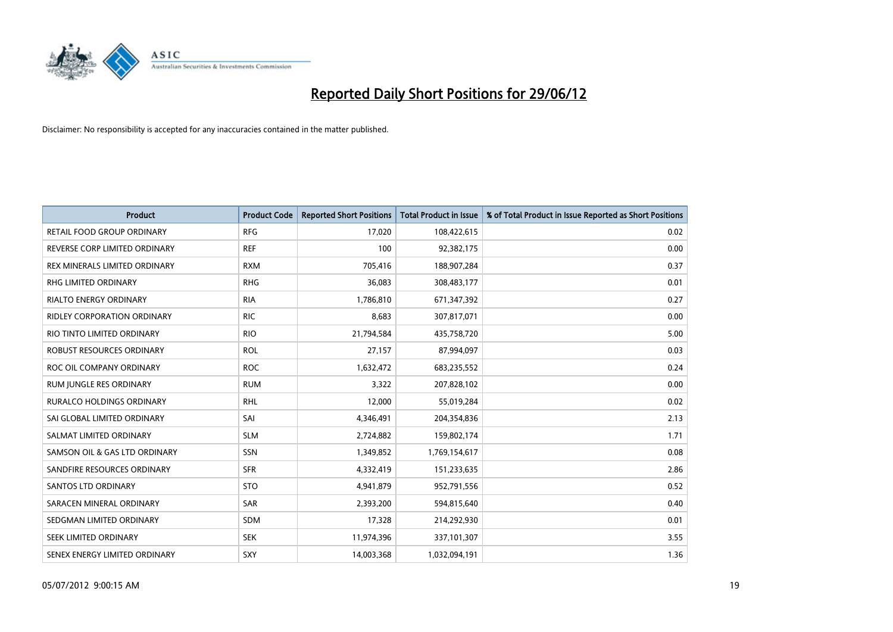# Reported Daily Short Positions for 29/06/12

Disclaimer: No responsibility is accepted for any inaccuracies contained in the matter published.

| Product | Product Code | Reported Short Positions | Total Product in Issue | % of Total Product in Issue Reported as Short Positions |
|---|---|---|---|---|
| RETAIL FOOD GROUP ORDINARY | RFG | 17,020 | 108,422,615 | 0.02 |
| REVERSE CORP LIMITED ORDINARY | REF | 100 | 92,382,175 | 0.00 |
| REX MINERALS LIMITED ORDINARY | RXM | 705,416 | 188,907,284 | 0.37 |
| RHG LIMITED ORDINARY | RHG | 36,083 | 308,483,177 | 0.01 |
| RIALTO ENERGY ORDINARY | RIA | 1,786,810 | 671,347,392 | 0.27 |
| RIDLEY CORPORATION ORDINARY | RIC | 8,683 | 307,817,071 | 0.00 |
| RIO TINTO LIMITED ORDINARY | RIO | 21,794,584 | 435,758,720 | 5.00 |
| ROBUST RESOURCES ORDINARY | ROL | 27,157 | 87,994,097 | 0.03 |
| ROC OIL COMPANY ORDINARY | ROC | 1,632,472 | 683,235,552 | 0.24 |
| RUM JUNGLE RES ORDINARY | RUM | 3,322 | 207,828,102 | 0.00 |
| RURALCO HOLDINGS ORDINARY | RHL | 12,000 | 55,019,284 | 0.02 |
| SAI GLOBAL LIMITED ORDINARY | SAI | 4,346,491 | 204,354,836 | 2.13 |
| SALMAT LIMITED ORDINARY | SLM | 2,724,882 | 159,802,174 | 1.71 |
| SAMSON OIL & GAS LTD ORDINARY | SSN | 1,349,852 | 1,769,154,617 | 0.08 |
| SANDFIRE RESOURCES ORDINARY | SFR | 4,332,419 | 151,233,635 | 2.86 |
| SANTOS LTD ORDINARY | STO | 4,941,879 | 952,791,556 | 0.52 |
| SARACEN MINERAL ORDINARY | SAR | 2,393,200 | 594,815,640 | 0.40 |
| SEDGMAN LIMITED ORDINARY | SDM | 17,328 | 214,292,930 | 0.01 |
| SEEK LIMITED ORDINARY | SEK | 11,974,396 | 337,101,307 | 3.55 |
| SENEX ENERGY LIMITED ORDINARY | SXY | 14,003,368 | 1,032,094,191 | 1.36 |

05/07/2012 9:00:15 AM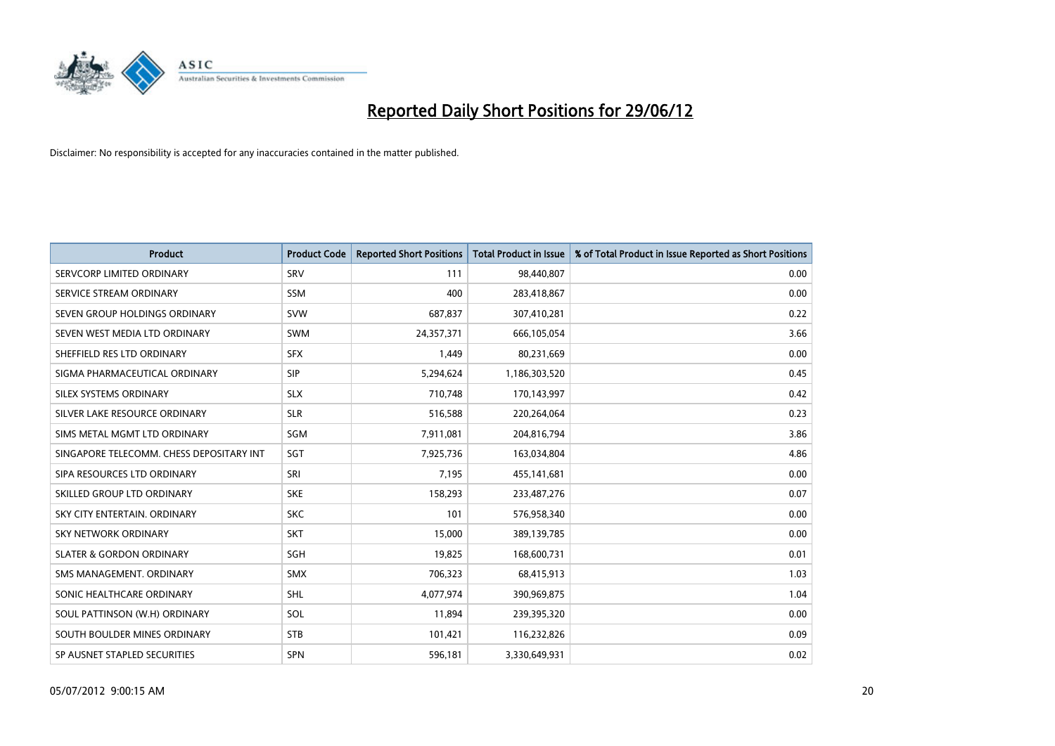# Reported Daily Short Positions for 29/06/12

Disclaimer: No responsibility is accepted for any inaccuracies contained in the matter published.

| Product | Product Code | Reported Short Positions | Total Product in Issue | % of Total Product in Issue Reported as Short Positions |
|---|---|---|---|---|
| SERVCORP LIMITED ORDINARY | SRV | 111 | 98,440,807 | 0.00 |
| SERVICE STREAM ORDINARY | SSM | 400 | 283,418,867 | 0.00 |
| SEVEN GROUP HOLDINGS ORDINARY | SVW | 687,837 | 307,410,281 | 0.22 |
| SEVEN WEST MEDIA LTD ORDINARY | SWM | 24,357,371 | 666,105,054 | 3.66 |
| SHEFFIELD RES LTD ORDINARY | SFX | 1,449 | 80,231,669 | 0.00 |
| SIGMA PHARMACEUTICAL ORDINARY | SIP | 5,294,624 | 1,186,303,520 | 0.45 |
| SILEX SYSTEMS ORDINARY | SLX | 710,748 | 170,143,997 | 0.42 |
| SILVER LAKE RESOURCE ORDINARY | SLR | 516,588 | 220,264,064 | 0.23 |
| SIMS METAL MGMT LTD ORDINARY | SGM | 7,911,081 | 204,816,794 | 3.86 |
| SINGAPORE TELECOMM. CHESS DEPOSITARY INT | SGT | 7,925,736 | 163,034,804 | 4.86 |
| SIPA RESOURCES LTD ORDINARY | SRI | 7,195 | 455,141,681 | 0.00 |
| SKILLED GROUP LTD ORDINARY | SKE | 158,293 | 233,487,276 | 0.07 |
| SKY CITY ENTERTAIN. ORDINARY | SKC | 101 | 576,958,340 | 0.00 |
| SKY NETWORK ORDINARY | SKT | 15,000 | 389,139,785 | 0.00 |
| SLATER & GORDON ORDINARY | SGH | 19,825 | 168,600,731 | 0.01 |
| SMS MANAGEMENT. ORDINARY | SMX | 706,323 | 68,415,913 | 1.03 |
| SONIC HEALTHCARE ORDINARY | SHL | 4,077,974 | 390,969,875 | 1.04 |
| SOUL PATTINSON (W.H) ORDINARY | SOL | 11,894 | 239,395,320 | 0.00 |
| SOUTH BOULDER MINES ORDINARY | STB | 101,421 | 116,232,826 | 0.09 |
| SP AUSNET STAPLED SECURITIES | SPN | 596,181 | 3,330,649,931 | 0.02 |

05/07/2012 9:00:15 AM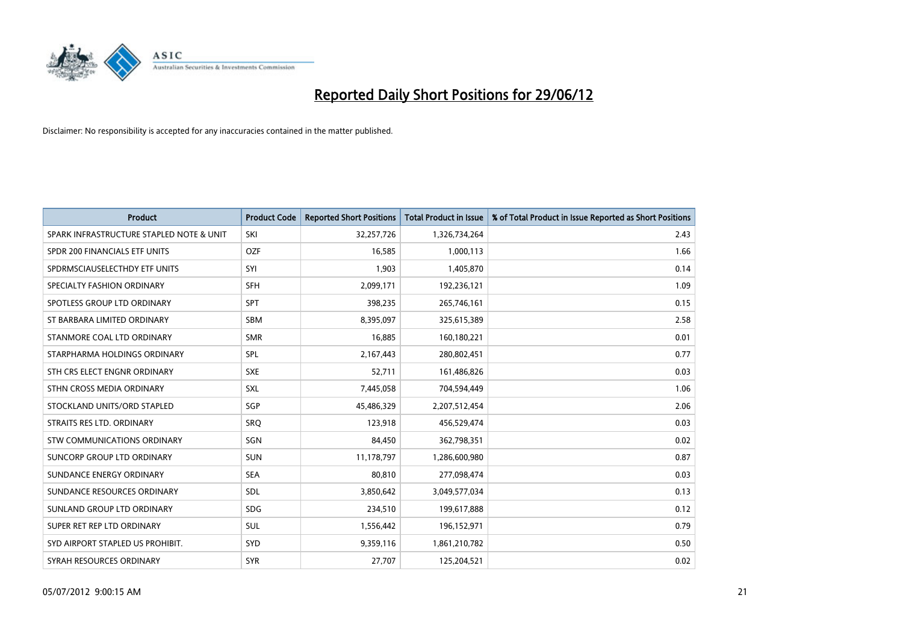# Reported Daily Short Positions for 29/06/12

Disclaimer: No responsibility is accepted for any inaccuracies contained in the matter published.

| Product | Product Code | Reported Short Positions | Total Product in Issue | % of Total Product in Issue Reported as Short Positions |
|---|---|---|---|---|
| SPARK INFRASTRUCTURE STAPLED NOTE & UNIT | SKI | 32,257,726 | 1,326,734,264 | 2.43 |
| SPDR 200 FINANCIALS ETF UNITS | OZF | 16,585 | 1,000,113 | 1.66 |
| SPDRMSCIAUSELECTHDY ETF UNITS | SYI | 1,903 | 1,405,870 | 0.14 |
| SPECIALTY FASHION ORDINARY | SFH | 2,099,171 | 192,236,121 | 1.09 |
| SPOTLESS GROUP LTD ORDINARY | SPT | 398,235 | 265,746,161 | 0.15 |
| ST BARBARA LIMITED ORDINARY | SBM | 8,395,097 | 325,615,389 | 2.58 |
| STANMORE COAL LTD ORDINARY | SMR | 16,885 | 160,180,221 | 0.01 |
| STARPHARMA HOLDINGS ORDINARY | SPL | 2,167,443 | 280,802,451 | 0.77 |
| STH CRS ELECT ENGNR ORDINARY | SXE | 52,711 | 161,486,826 | 0.03 |
| STHN CROSS MEDIA ORDINARY | SXL | 7,445,058 | 704,594,449 | 1.06 |
| STOCKLAND UNITS/ORD STAPLED | SGP | 45,486,329 | 2,207,512,454 | 2.06 |
| STRAITS RES LTD. ORDINARY | SRQ | 123,918 | 456,529,474 | 0.03 |
| STW COMMUNICATIONS ORDINARY | SGN | 84,450 | 362,798,351 | 0.02 |
| SUNCORP GROUP LTD ORDINARY | SUN | 11,178,797 | 1,286,600,980 | 0.87 |
| SUNDANCE ENERGY ORDINARY | SEA | 80,810 | 277,098,474 | 0.03 |
| SUNDANCE RESOURCES ORDINARY | SDL | 3,850,642 | 3,049,577,034 | 0.13 |
| SUNLAND GROUP LTD ORDINARY | SDG | 234,510 | 199,617,888 | 0.12 |
| SUPER RET REP LTD ORDINARY | SUL | 1,556,442 | 196,152,971 | 0.79 |
| SYD AIRPORT STAPLED US PROHIBIT. | SYD | 9,359,116 | 1,861,210,782 | 0.50 |
| SYRAH RESOURCES ORDINARY | SYR | 27,707 | 125,204,521 | 0.02 |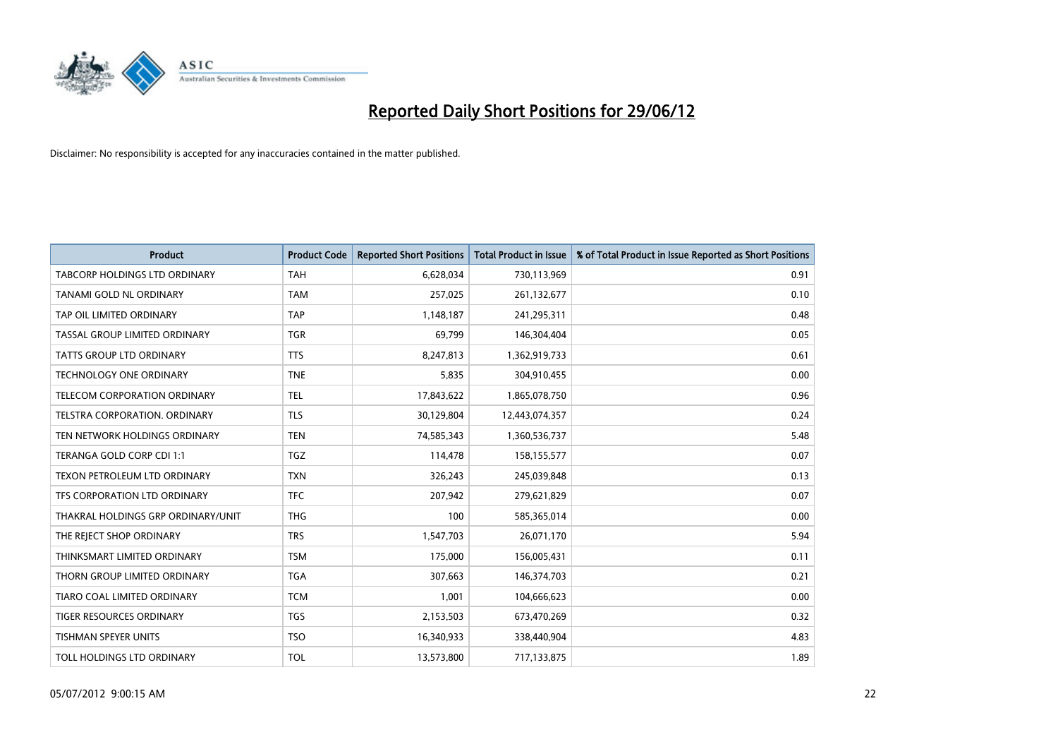# Reported Daily Short Positions for 29/06/12

Disclaimer: No responsibility is accepted for any inaccuracies contained in the matter published.

| Product | Product Code | Reported Short Positions | Total Product in Issue | % of Total Product in Issue Reported as Short Positions |
|---|---|---|---|---|
| TABCORP HOLDINGS LTD ORDINARY | TAH | 6,628,034 | 730,113,969 | 0.91 |
| TANAMI GOLD NL ORDINARY | TAM | 257,025 | 261,132,677 | 0.10 |
| TAP OIL LIMITED ORDINARY | TAP | 1,148,187 | 241,295,311 | 0.48 |
| TASSAL GROUP LIMITED ORDINARY | TGR | 69,799 | 146,304,404 | 0.05 |
| TATTS GROUP LTD ORDINARY | TTS | 8,247,813 | 1,362,919,733 | 0.61 |
| TECHNOLOGY ONE ORDINARY | TNE | 5,835 | 304,910,455 | 0.00 |
| TELECOM CORPORATION ORDINARY | TEL | 17,843,622 | 1,865,078,750 | 0.96 |
| TELSTRA CORPORATION. ORDINARY | TLS | 30,129,804 | 12,443,074,357 | 0.24 |
| TEN NETWORK HOLDINGS ORDINARY | TEN | 74,585,343 | 1,360,536,737 | 5.48 |
| TERANGA GOLD CORP CDI 1:1 | TGZ | 114,478 | 158,155,577 | 0.07 |
| TEXON PETROLEUM LTD ORDINARY | TXN | 326,243 | 245,039,848 | 0.13 |
| TFS CORPORATION LTD ORDINARY | TFC | 207,942 | 279,621,829 | 0.07 |
| THAKRAL HOLDINGS GRP ORDINARY/UNIT | THG | 100 | 585,365,014 | 0.00 |
| THE REJECT SHOP ORDINARY | TRS | 1,547,703 | 26,071,170 | 5.94 |
| THINKSMART LIMITED ORDINARY | TSM | 175,000 | 156,005,431 | 0.11 |
| THORN GROUP LIMITED ORDINARY | TGA | 307,663 | 146,374,703 | 0.21 |
| TIARO COAL LIMITED ORDINARY | TCM | 1,001 | 104,666,623 | 0.00 |
| TIGER RESOURCES ORDINARY | TGS | 2,153,503 | 673,470,269 | 0.32 |
| TISHMAN SPEYER UNITS | TSO | 16,340,933 | 338,440,904 | 4.83 |
| TOLL HOLDINGS LTD ORDINARY | TOL | 13,573,800 | 717,133,875 | 1.89 |

05/07/2012 9:00:15 AM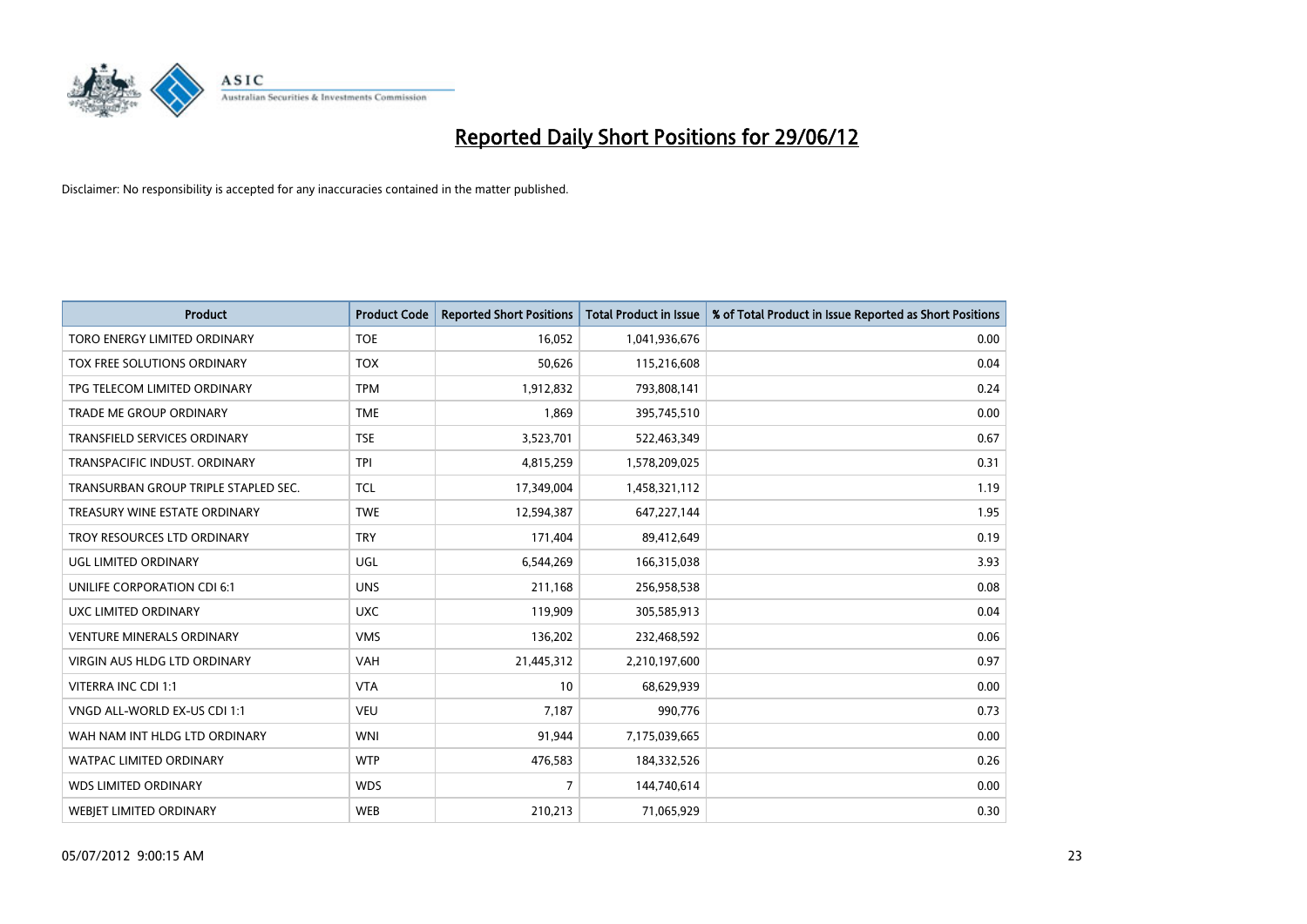# Reported Daily Short Positions for 29/06/12

Disclaimer: No responsibility is accepted for any inaccuracies contained in the matter published.

| Product | Product Code | Reported Short Positions | Total Product in Issue | % of Total Product in Issue Reported as Short Positions |
| --- | --- | --- | --- | --- |
| TORO ENERGY LIMITED ORDINARY | TOE | 16,052 | 1,041,936,676 | 0.00 |
| TOX FREE SOLUTIONS ORDINARY | TOX | 50,626 | 115,216,608 | 0.04 |
| TPG TELECOM LIMITED ORDINARY | TPM | 1,912,832 | 793,808,141 | 0.24 |
| TRADE ME GROUP ORDINARY | TME | 1,869 | 395,745,510 | 0.00 |
| TRANSFIELD SERVICES ORDINARY | TSE | 3,523,701 | 522,463,349 | 0.67 |
| TRANSPACIFIC INDUST. ORDINARY | TPI | 4,815,259 | 1,578,209,025 | 0.31 |
| TRANSURBAN GROUP TRIPLE STAPLED SEC. | TCL | 17,349,004 | 1,458,321,112 | 1.19 |
| TREASURY WINE ESTATE ORDINARY | TWE | 12,594,387 | 647,227,144 | 1.95 |
| TROY RESOURCES LTD ORDINARY | TRY | 171,404 | 89,412,649 | 0.19 |
| UGL LIMITED ORDINARY | UGL | 6,544,269 | 166,315,038 | 3.93 |
| UNILIFE CORPORATION CDI 6:1 | UNS | 211,168 | 256,958,538 | 0.08 |
| UXC LIMITED ORDINARY | UXC | 119,909 | 305,585,913 | 0.04 |
| VENTURE MINERALS ORDINARY | VMS | 136,202 | 232,468,592 | 0.06 |
| VIRGIN AUS HLDG LTD ORDINARY | VAH | 21,445,312 | 2,210,197,600 | 0.97 |
| VITERRA INC CDI 1:1 | VTA | 10 | 68,629,939 | 0.00 |
| VNGD ALL-WORLD EX-US CDI 1:1 | VEU | 7,187 | 990,776 | 0.73 |
| WAH NAM INT HLDG LTD ORDINARY | WNI | 91,944 | 7,175,039,665 | 0.00 |
| WATPAC LIMITED ORDINARY | WTP | 476,583 | 184,332,526 | 0.26 |
| WDS LIMITED ORDINARY | WDS | 7 | 144,740,614 | 0.00 |
| WEBJET LIMITED ORDINARY | WEB | 210,213 | 71,065,929 | 0.30 |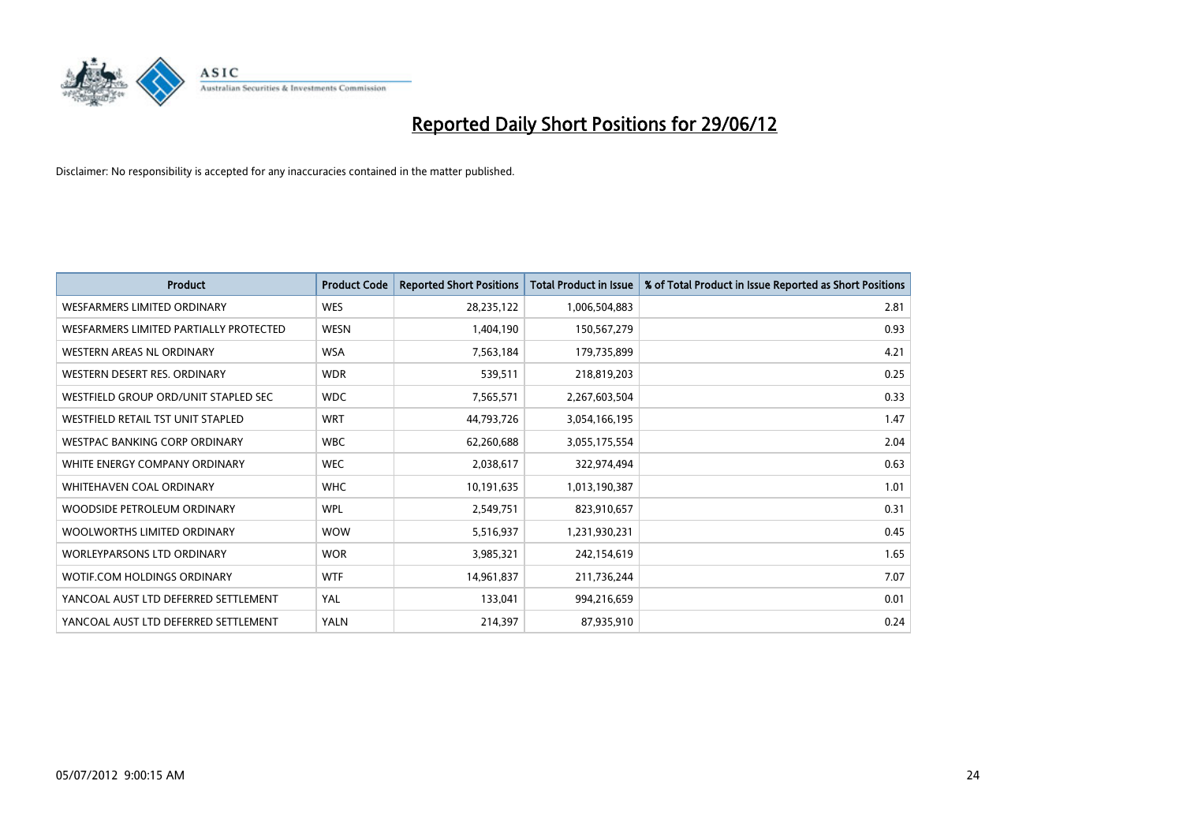# Reported Daily Short Positions for 29/06/12

Disclaimer: No responsibility is accepted for any inaccuracies contained in the matter published.

| Product | Product Code | Reported Short Positions | Total Product in Issue | % of Total Product in Issue Reported as Short Positions |
|---|---|---|---|---|
| WESFARMERS LIMITED ORDINARY | WES | 28,235,122 | 1,006,504,883 | 2.81 |
| WESFARMERS LIMITED PARTIALLY PROTECTED | WESN | 1,404,190 | 150,567,279 | 0.93 |
| WESTERN AREAS NL ORDINARY | WSA | 7,563,184 | 179,735,899 | 4.21 |
| WESTERN DESERT RES. ORDINARY | WDR | 539,511 | 218,819,203 | 0.25 |
| WESTFIELD GROUP ORD/UNIT STAPLED SEC | WDC | 7,565,571 | 2,267,603,504 | 0.33 |
| WESTFIELD RETAIL TST UNIT STAPLED | WRT | 44,793,726 | 3,054,166,195 | 1.47 |
| WESTPAC BANKING CORP ORDINARY | WBC | 62,260,688 | 3,055,175,554 | 2.04 |
| WHITE ENERGY COMPANY ORDINARY | WEC | 2,038,617 | 322,974,494 | 0.63 |
| WHITEHAVEN COAL ORDINARY | WHC | 10,191,635 | 1,013,190,387 | 1.01 |
| WOODSIDE PETROLEUM ORDINARY | WPL | 2,549,751 | 823,910,657 | 0.31 |
| WOOLWORTHS LIMITED ORDINARY | WOW | 5,516,937 | 1,231,930,231 | 0.45 |
| WORLEYPARSONS LTD ORDINARY | WOR | 3,985,321 | 242,154,619 | 1.65 |
| WOTIF.COM HOLDINGS ORDINARY | WTF | 14,961,837 | 211,736,244 | 7.07 |
| YANCOAL AUST LTD DEFERRED SETTLEMENT | YAL | 133,041 | 994,216,659 | 0.01 |
| YANCOAL AUST LTD DEFERRED SETTLEMENT | YALN | 214,397 | 87,935,910 | 0.24 |

05/07/2012 9:00:15 AM